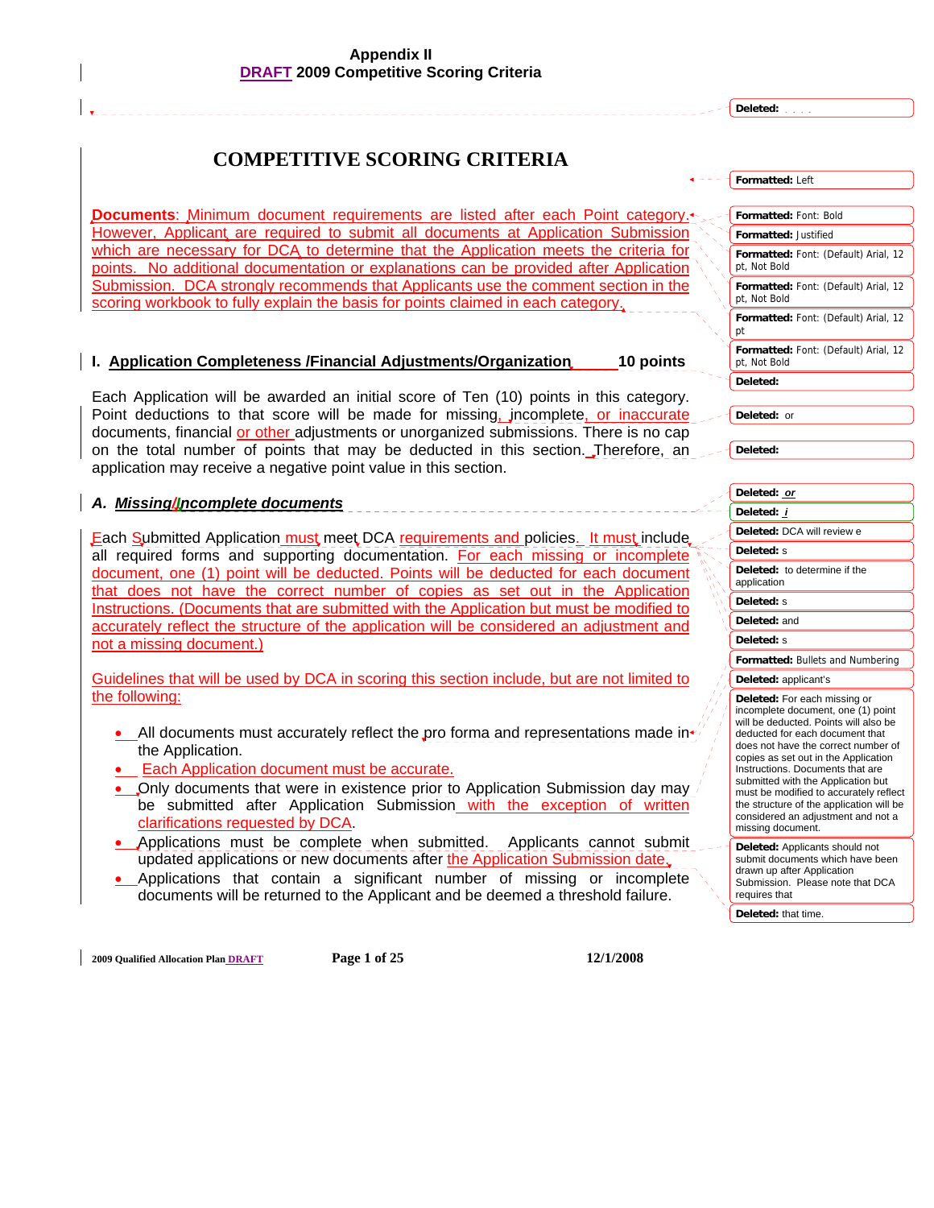Appendix II
DRAFT 2009 Competitive Scoring Criteria

# COMPETITIVE SCORING CRITERIA

**Documents**: Minimum document requirements are listed after each Point category. However, Applicant are required to submit all documents at Application Submission which are necessary for DCA to determine that the Application meets the criteria for points. No additional documentation or explanations can be provided after Application Submission. DCA strongly recommends that Applicants use the comment section in the scoring workbook to fully explain the basis for points claimed in each category.

## I. Application Completeness /Financial Adjustments/Organization — 10 points

Each Application will be awarded an initial score of Ten (10) points in this category. Point deductions to that score will be made for missing, incomplete, or inaccurate documents, financial or other adjustments or unorganized submissions. There is no cap on the total number of points that may be deducted in this section. Therefore, an application may receive a negative point value in this section.

### *A. Missing/Incomplete documents*

Each Submitted Application must meet DCA requirements and policies. It must include all required forms and supporting documentation. For each missing or incomplete document, one (1) point will be deducted. Points will be deducted for each document that does not have the correct number of copies as set out in the Application Instructions. (Documents that are submitted with the Application but must be modified to accurately reflect the structure of the application will be considered an adjustment and not a missing document.)

Guidelines that will be used by DCA in scoring this section include, but are not limited to the following:

- All documents must accurately reflect the pro forma and representations made in the Application.
- Each Application document must be accurate.
- Only documents that were in existence prior to Application Submission day may be submitted after Application Submission with the exception of written clarifications requested by DCA.
- Applications must be complete when submitted. Applicants cannot submit updated applications or new documents after the Application Submission date.
- Applications that contain a significant number of missing or incomplete documents will be returned to the Applicant and be deemed a threshold failure.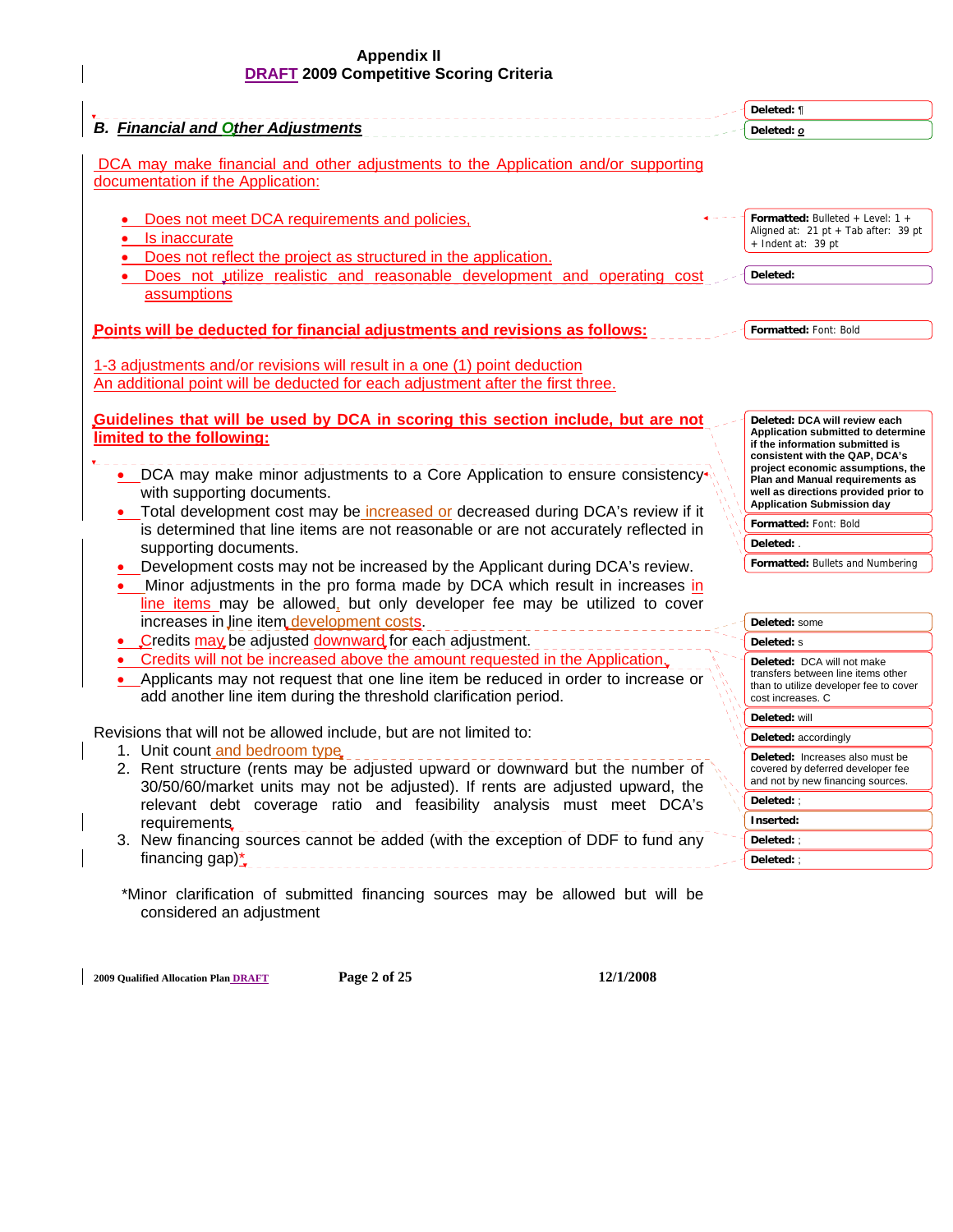## B. *Financial and Other Adjustments*

DCA may make financial and other adjustments to the Application and/or supporting documentation if the Application:

- Does not meet DCA requirements and policies,
- Is inaccurate
- Does not reflect the project as structured in the application.
- Does not utilize realistic and reasonable development and operating cost assumptions

**Points will be deducted for financial adjustments and revisions as follows:**

1-3 adjustments and/or revisions will result in a one (1) point deduction
An additional point will be deducted for each adjustment after the first three.

**Guidelines that will be used by DCA in scoring this section include, but are not limited to the following:**

- DCA may make minor adjustments to a Core Application to ensure consistency with supporting documents.
- Total development cost may be increased or decreased during DCA's review if it is determined that line items are not reasonable or are not accurately reflected in supporting documents.
- Development costs may not be increased by the Applicant during DCA's review.
- Minor adjustments in the pro forma made by DCA which result in increases in line items may be allowed, but only developer fee may be utilized to cover increases in line item development costs.
- Credits may be adjusted downward for each adjustment.
- Credits will not be increased above the amount requested in the Application.
- Applicants may not request that one line item be reduced in order to increase or add another line item during the threshold clarification period.

Revisions that will not be allowed include, but are not limited to:

1. Unit count and bedroom type
2. Rent structure (rents may be adjusted upward or downward but the number of 30/50/60/market units may not be adjusted). If rents are adjusted upward, the relevant debt coverage ratio and feasibility analysis must meet DCA's requirements
3. New financing sources cannot be added (with the exception of DDF to fund any financing gap)*

*Minor clarification of submitted financing sources may be allowed but will be considered an adjustment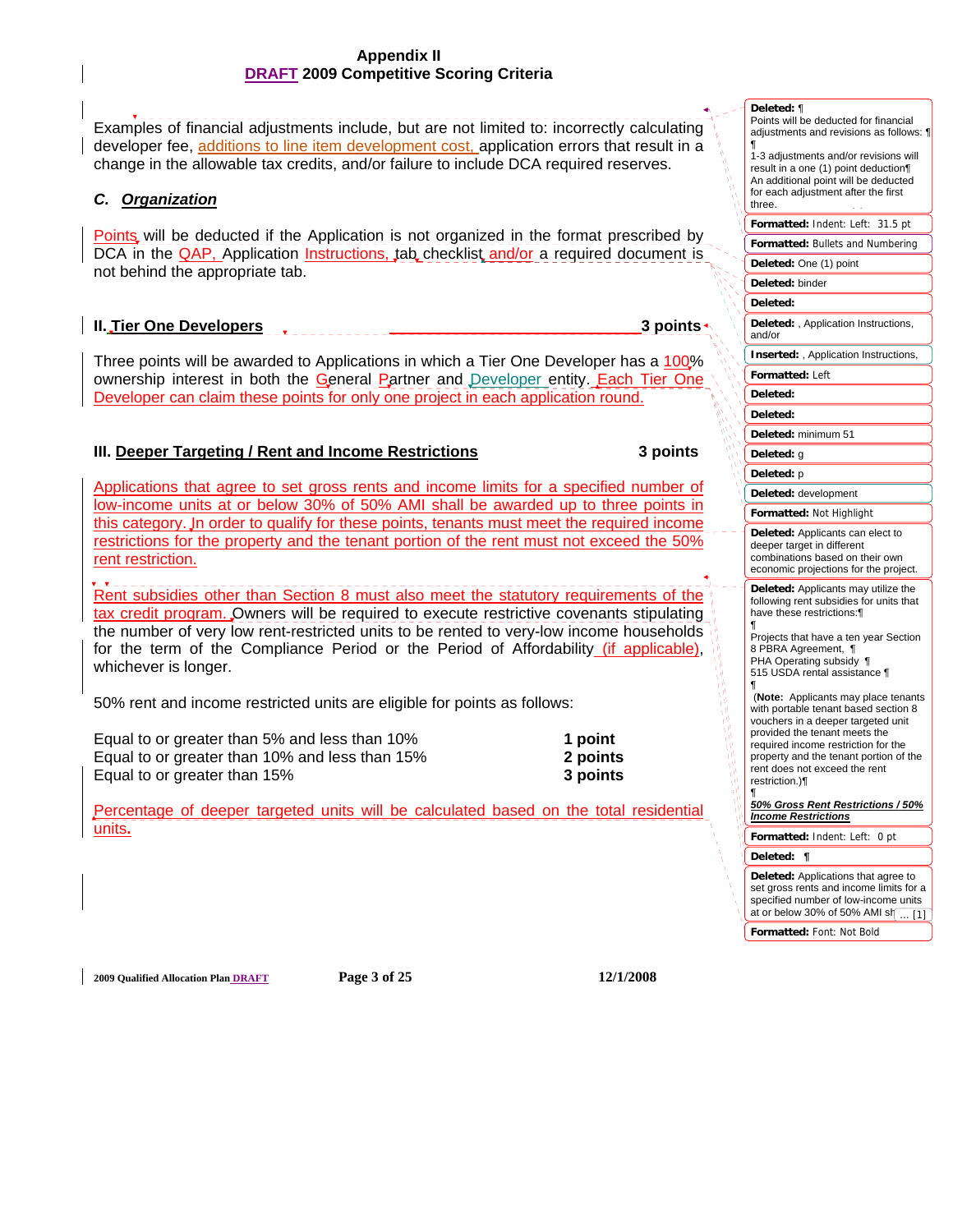# Appendix II
## DRAFT 2009 Competitive Scoring Criteria

Examples of financial adjustments include, but are not limited to: incorrectly calculating developer fee, additions to line item development cost, application errors that result in a change in the allowable tax credits, and/or failure to include DCA required reserves.

### C. *Organization*

Points will be deducted if the Application is not organized in the format prescribed by DCA in the QAP, Application Instructions, tab checklist and/or a required document is not behind the appropriate tab.

## II. Tier One Developers — 3 points

Three points will be awarded to Applications in which a Tier One Developer has a 100% ownership interest in both the General Partner and Developer entity. Each Tier One Developer can claim these points for only one project in each application round.

## III. Deeper Targeting / Rent and Income Restrictions — 3 points

Applications that agree to set gross rents and income limits for a specified number of low-income units at or below 30% of 50% AMI shall be awarded up to three points in this category. In order to qualify for these points, tenants must meet the required income restrictions for the property and the tenant portion of the rent must not exceed the 50% rent restriction.

Rent subsidies other than Section 8 must also meet the statutory requirements of the tax credit program. Owners will be required to execute restrictive covenants stipulating the number of very low rent-restricted units to be rented to very-low income households for the term of the Compliance Period or the Period of Affordability (if applicable), whichever is longer.

50% rent and income restricted units are eligible for points as follows:

| | |
|---|---|
| Equal to or greater than 5% and less than 10% | **1 point** |
| Equal to or greater than 10% and less than 15% | **2 points** |
| Equal to or greater than 15% | **3 points** |

Percentage of deeper targeted units will be calculated based on the total residential units.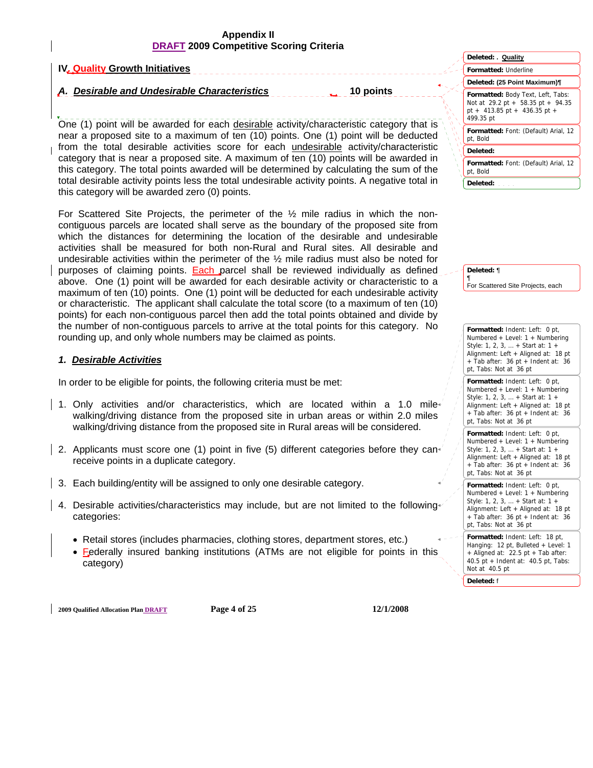Appendix II
DRAFT 2009 Competitive Scoring Criteria

## IV. Quality Growth Initiatives

### *A. Desirable and Undesirable Characteristics* — 10 points

One (1) point will be awarded for each desirable activity/characteristic category that is near a proposed site to a maximum of ten (10) points. One (1) point will be deducted from the total desirable activities score for each undesirable activity/characteristic category that is near a proposed site. A maximum of ten (10) points will be awarded in this category. The total points awarded will be determined by calculating the sum of the total desirable activity points less the total undesirable activity points. A negative total in this category will be awarded zero (0) points.

For Scattered Site Projects, the perimeter of the ½ mile radius in which the non-contiguous parcels are located shall serve as the boundary of the proposed site from which the distances for determining the location of the desirable and undesirable activities shall be measured for both non-Rural and Rural sites. All desirable and undesirable activities within the perimeter of the ½ mile radius must also be noted for purposes of claiming points. Each parcel shall be reviewed individually as defined above. One (1) point will be awarded for each desirable activity or characteristic to a maximum of ten (10) points. One (1) point will be deducted for each undesirable activity or characteristic. The applicant shall calculate the total score (to a maximum of ten (10) points) for each non-contiguous parcel then add the total points obtained and divide by the number of non-contiguous parcels to arrive at the total points for this category. No rounding up, and only whole numbers may be claimed as points.

#### *1. Desirable Activities*

In order to be eligible for points, the following criteria must be met:

1. Only activities and/or characteristics, which are located within a 1.0 mile walking/driving distance from the proposed site in urban areas or within 2.0 miles walking/driving distance from the proposed site in Rural areas will be considered.

2. Applicants must score one (1) point in five (5) different categories before they can receive points in a duplicate category.

3. Each building/entity will be assigned to only one desirable category.

4. Desirable activities/characteristics may include, but are not limited to the following categories:

   - Retail stores (includes pharmacies, clothing stores, department stores, etc.)
   - Federally insured banking institutions (ATMs are not eligible for points in this category)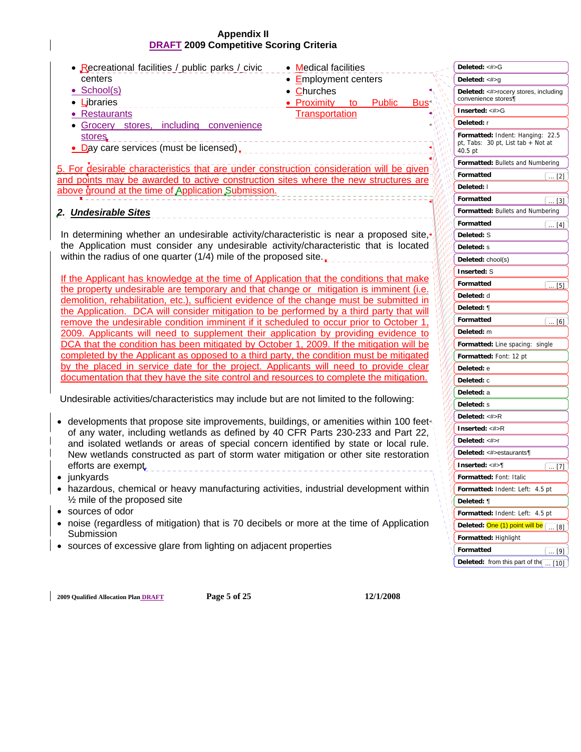- Recreational facilities / public parks / civic centers
- School(s)
- Libraries
- Restaurants
- Grocery stores, including convenience stores
- Day care services (must be licensed)
- Medical facilities
- Employment centers
- Churches
- Proximity to Public Bus Transportation

5. For desirable characteristics that are under construction consideration will be given and points may be awarded to active construction sites where the new structures are above ground at the time of Application Submission.

## *2. Undesirable Sites*

In determining whether an undesirable activity/characteristic is near a proposed site, the Application must consider any undesirable activity/characteristic that is located within the radius of one quarter (1/4) mile of the proposed site.

If the Applicant has knowledge at the time of Application that the conditions that make the property undesirable are temporary and that change or mitigation is imminent (i.e. demolition, rehabilitation, etc.), sufficient evidence of the change must be submitted in the Application. DCA will consider mitigation to be performed by a third party that will remove the undesirable condition imminent if it scheduled to occur prior to October 1, 2009. Applicants will need to supplement their application by providing evidence to DCA that the condition has been mitigated by October 1, 2009. If the mitigation will be completed by the Applicant as opposed to a third party, the condition must be mitigated by the placed in service date for the project. Applicants will need to provide clear documentation that they have the site control and resources to complete the mitigation.

Undesirable activities/characteristics may include but are not limited to the following:

- developments that propose site improvements, buildings, or amenities within 100 feet of any water, including wetlands as defined by 40 CFR Parts 230-233 and Part 22, and isolated wetlands or areas of special concern identified by state or local rule. New wetlands constructed as part of storm water mitigation or other site restoration efforts are exempt
- junkyards
- hazardous, chemical or heavy manufacturing activities, industrial development within ½ mile of the proposed site
- sources of odor
- noise (regardless of mitigation) that is 70 decibels or more at the time of Application Submission
- sources of excessive glare from lighting on adjacent properties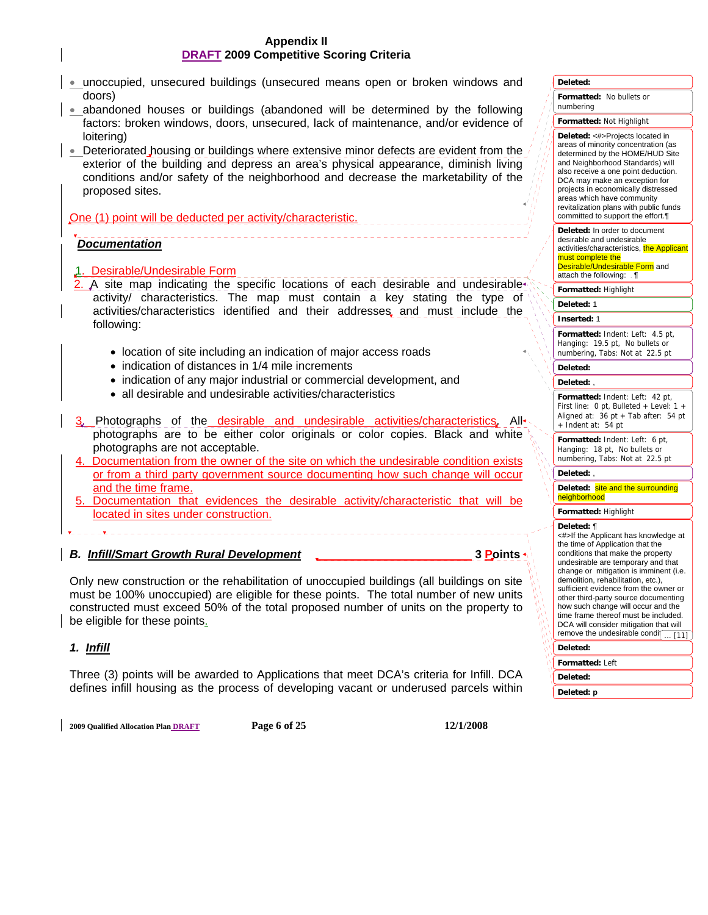- unoccupied, unsecured buildings (unsecured means open or broken windows and doors)
- abandoned houses or buildings (abandoned will be determined by the following factors: broken windows, doors, unsecured, lack of maintenance, and/or evidence of loitering)
- Deteriorated housing or buildings where extensive minor defects are evident from the exterior of the building and depress an area's physical appearance, diminish living conditions and/or safety of the neighborhood and decrease the marketability of the proposed sites.

One (1) point will be deducted per activity/characteristic.

***Documentation***

1. Desirable/Undesirable Form
2. A site map indicating the specific locations of each desirable and undesirable activity/ characteristics. The map must contain a key stating the type of activities/characteristics identified and their addresses and must include the following:
   - location of site including an indication of major access roads
   - indication of distances in 1/4 mile increments
   - indication of any major industrial or commercial development, and
   - all desirable and undesirable activities/characteristics
3. Photographs of the desirable and undesirable activities/characteristics. All photographs are to be either color originals or color copies. Black and white photographs are not acceptable.
4. Documentation from the owner of the site on which the undesirable condition exists or from a third party government source documenting how such change will occur and the time frame.
5. Documentation that evidences the desirable activity/characteristic that will be located in sites under construction.

### *B. Infill/Smart Growth Rural Development* — 3 Points

Only new construction or the rehabilitation of unoccupied buildings (all buildings on site must be 100% unoccupied) are eligible for these points. The total number of new units constructed must exceed 50% of the total proposed number of units on the property to be eligible for these points.

#### *1. Infill*

Three (3) points will be awarded to Applications that meet DCA's criteria for Infill. DCA defines infill housing as the process of developing vacant or underused parcels within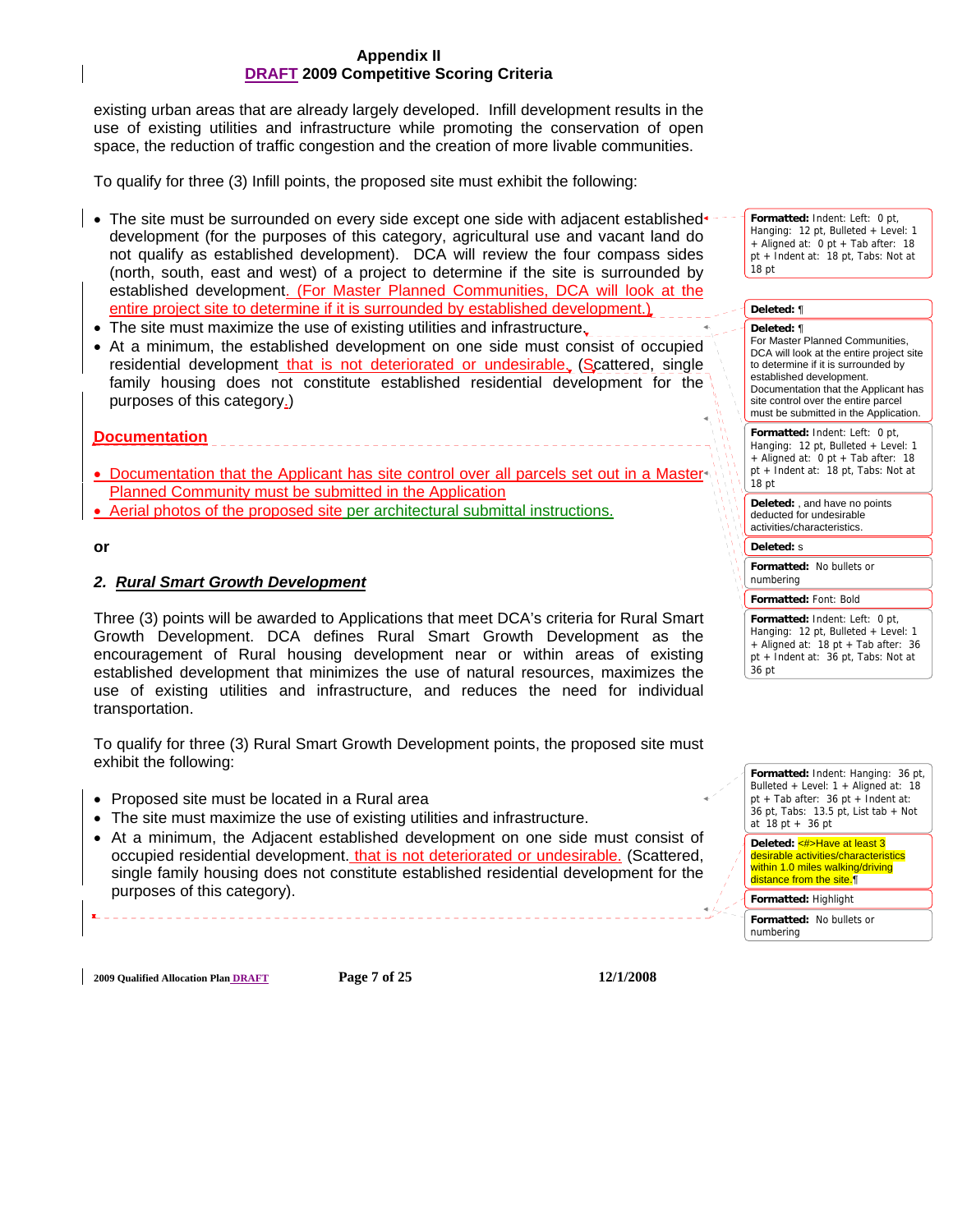existing urban areas that are already largely developed. Infill development results in the use of existing utilities and infrastructure while promoting the conservation of open space, the reduction of traffic congestion and the creation of more livable communities.

To qualify for three (3) Infill points, the proposed site must exhibit the following:

- The site must be surrounded on every side except one side with adjacent established development (for the purposes of this category, agricultural use and vacant land do not qualify as established development). DCA will review the four compass sides (north, south, east and west) of a project to determine if the site is surrounded by established development. (For Master Planned Communities, DCA will look at the entire project site to determine if it is surrounded by established development.)
- The site must maximize the use of existing utilities and infrastructure.
- At a minimum, the established development on one side must consist of occupied residential development that is not deteriorated or undesirable. (Scattered, single family housing does not constitute established residential development for the purposes of this category.)

**Documentation**

- Documentation that the Applicant has site control over all parcels set out in a Master Planned Community must be submitted in the Application
- Aerial photos of the proposed site per architectural submittal instructions.

**or**

### 2. *Rural Smart Growth Development*

Three (3) points will be awarded to Applications that meet DCA's criteria for Rural Smart Growth Development. DCA defines Rural Smart Growth Development as the encouragement of Rural housing development near or within areas of existing established development that minimizes the use of natural resources, maximizes the use of existing utilities and infrastructure, and reduces the need for individual transportation.

To qualify for three (3) Rural Smart Growth Development points, the proposed site must exhibit the following:

- Proposed site must be located in a Rural area
- The site must maximize the use of existing utilities and infrastructure.
- At a minimum, the Adjacent established development on one side must consist of occupied residential development. that is not deteriorated or undesirable. (Scattered, single family housing does not constitute established residential development for the purposes of this category).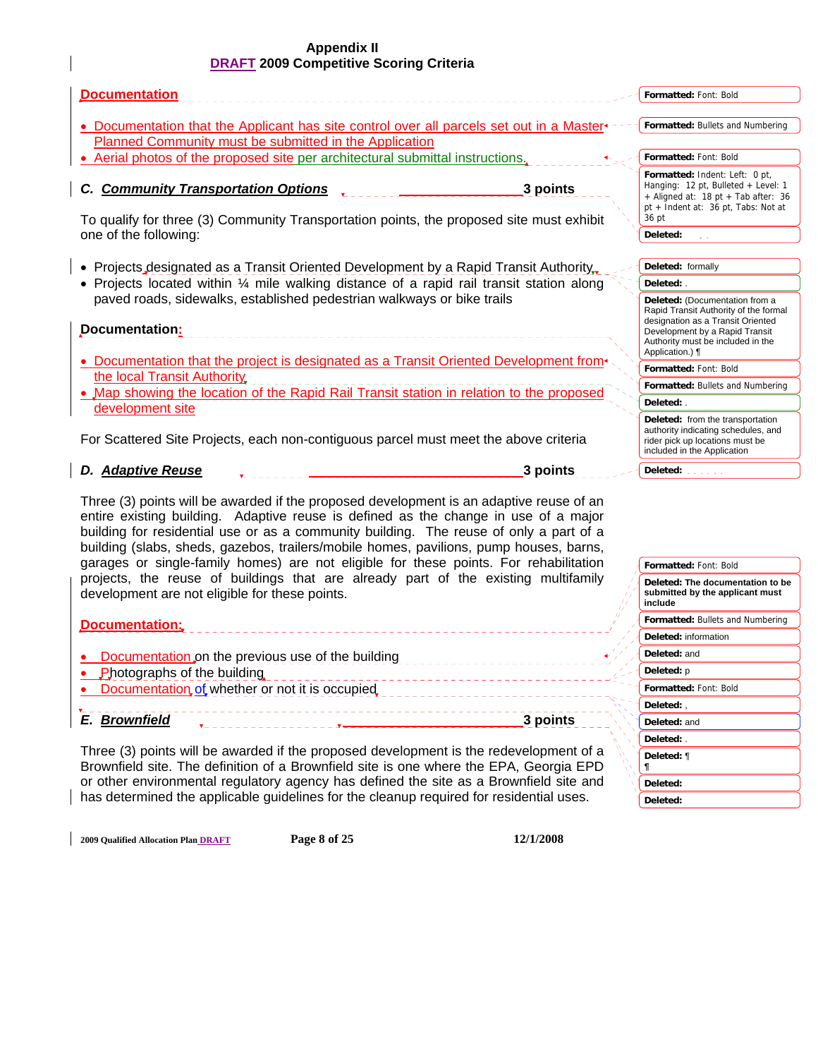**Documentation**

- Documentation that the Applicant has site control over all parcels set out in a Master Planned Community must be submitted in the Application
- Aerial photos of the proposed site per architectural submittal instructions.

### C. *Community Transportation Options* 3 points

To qualify for three (3) Community Transportation points, the proposed site must exhibit one of the following:

- Projects designated as a Transit Oriented Development by a Rapid Transit Authority
- Projects located within ¼ mile walking distance of a rapid rail transit station along paved roads, sidewalks, established pedestrian walkways or bike trails

**Documentation:**

- Documentation that the project is designated as a Transit Oriented Development from the local Transit Authority
- Map showing the location of the Rapid Rail Transit station in relation to the proposed development site

For Scattered Site Projects, each non-contiguous parcel must meet the above criteria

### D. *Adaptive Reuse* 3 points

Three (3) points will be awarded if the proposed development is an adaptive reuse of an entire existing building. Adaptive reuse is defined as the change in use of a major building for residential use or as a community building. The reuse of only a part of a building (slabs, sheds, gazebos, trailers/mobile homes, pavilions, pump houses, barns, garages or single-family homes) are not eligible for these points. For rehabilitation projects, the reuse of buildings that are already part of the existing multifamily development are not eligible for these points.

**Documentation:**

- Documentation on the previous use of the building
- Photographs of the building
- Documentation of whether or not it is occupied

### E. *Brownfield* 3 points

Three (3) points will be awarded if the proposed development is the redevelopment of a Brownfield site. The definition of a Brownfield site is one where the EPA, Georgia EPD or other environmental regulatory agency has defined the site as a Brownfield site and has determined the applicable guidelines for the cleanup required for residential uses.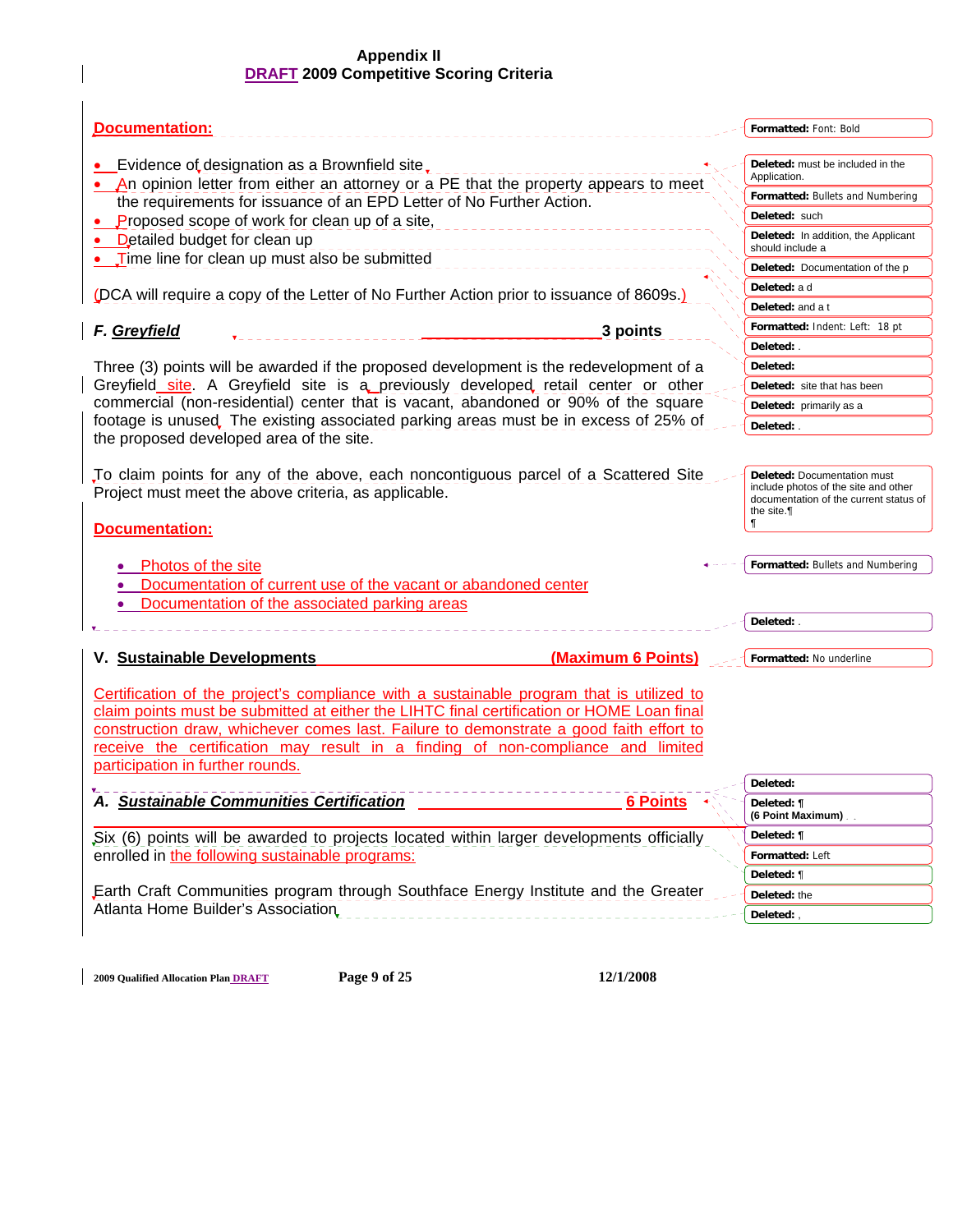**Documentation:**

- Evidence of designation as a Brownfield site
- An opinion letter from either an attorney or a PE that the property appears to meet the requirements for issuance of an EPD Letter of No Further Action.
- Proposed scope of work for clean up of a site,
- Detailed budget for clean up
- Time line for clean up must also be submitted

(DCA will require a copy of the Letter of No Further Action prior to issuance of 8609s.)

### *F. Greyfield* — 3 points

Three (3) points will be awarded if the proposed development is the redevelopment of a Greyfield site. A Greyfield site is a previously developed retail center or other commercial (non-residential) center that is vacant, abandoned or 90% of the square footage is unused. The existing associated parking areas must be in excess of 25% of the proposed developed area of the site.

To claim points for any of the above, each noncontiguous parcel of a Scattered Site Project must meet the above criteria, as applicable.

**Documentation:**

- Photos of the site
- Documentation of current use of the vacant or abandoned center
- Documentation of the associated parking areas

## V. Sustainable Developments — (Maximum 6 Points)

Certification of the project's compliance with a sustainable program that is utilized to claim points must be submitted at either the LIHTC final certification or HOME Loan final construction draw, whichever comes last. Failure to demonstrate a good faith effort to receive the certification may result in a finding of non-compliance and limited participation in further rounds.

### *A. Sustainable Communities Certification* — 6 Points

Six (6) points will be awarded to projects located within larger developments officially enrolled in the following sustainable programs:

Earth Craft Communities program through Southface Energy Institute and the Greater Atlanta Home Builder's Association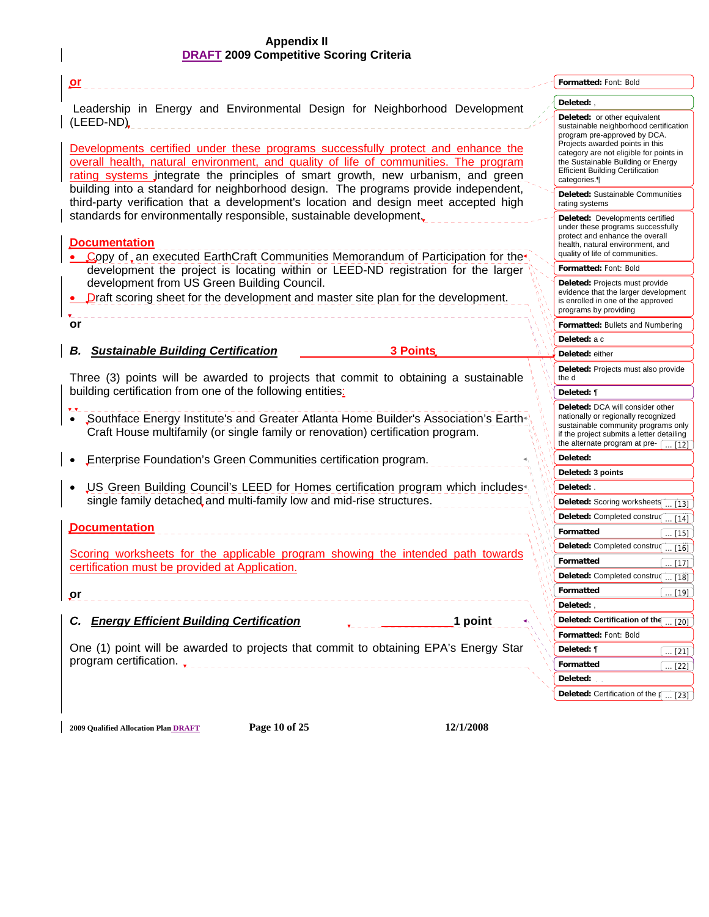**or**

Leadership in Energy and Environmental Design for Neighborhood Development (LEED-ND)

Developments certified under these programs successfully protect and enhance the overall health, natural environment, and quality of life of communities. The program rating systems integrate the principles of smart growth, new urbanism, and green building into a standard for neighborhood design. The programs provide independent, third-party verification that a development's location and design meet accepted high standards for environmentally responsible, sustainable development.

**Documentation**

- Copy of an executed EarthCraft Communities Memorandum of Participation for the development the project is locating within or LEED-ND registration for the larger development from US Green Building Council.
- Draft scoring sheet for the development and master site plan for the development.

**or**

### *B. Sustainable Building Certification* — 3 Points

Three (3) points will be awarded to projects that commit to obtaining a sustainable building certification from one of the following entities:

- Southface Energy Institute's and Greater Atlanta Home Builder's Association's Earth Craft House multifamily (or single family or renovation) certification program.
- Enterprise Foundation's Green Communities certification program.
- US Green Building Council's LEED for Homes certification program which includes single family detached and multi-family low and mid-rise structures.

**Documentation**

Scoring worksheets for the applicable program showing the intended path towards certification must be provided at Application.

**or**

### *C. Energy Efficient Building Certification* — 1 point

One (1) point will be awarded to projects that commit to obtaining EPA's Energy Star program certification.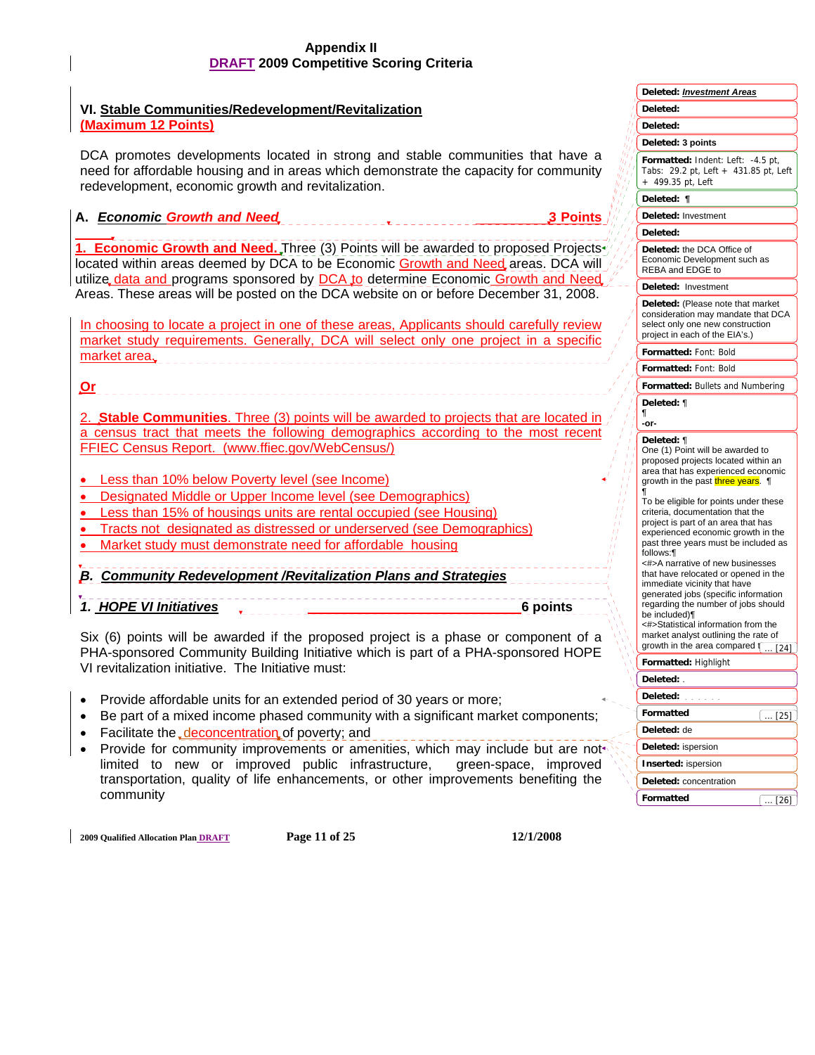**Appendix II**
**DRAFT 2009 Competitive Scoring Criteria**

## VI. Stable Communities/Redevelopment/Revitalization (Maximum 12 Points)

DCA promotes developments located in strong and stable communities that have a need for affordable housing and in areas which demonstrate the capacity for community redevelopment, economic growth and revitalization.

### A. *Economic Growth and Need* — 3 Points

**1. Economic Growth and Need.** Three (3) Points will be awarded to proposed Projects located within areas deemed by DCA to be Economic Growth and Need areas. DCA will utilize data and programs sponsored by DCA to determine Economic Growth and Need Areas. These areas will be posted on the DCA website on or before December 31, 2008.

In choosing to locate a project in one of these areas, Applicants should carefully review market study requirements. Generally, DCA will select only one project in a specific market area.

**Or**

2. **Stable Communities**. Three (3) points will be awarded to projects that are located in a census tract that meets the following demographics according to the most recent FFIEC Census Report. (www.ffiec.gov/WebCensus/)

- Less than 10% below Poverty level (see Income)
- Designated Middle or Upper Income level (see Demographics)
- Less than 15% of housings units are rental occupied (see Housing)
- Tracts not designated as distressed or underserved (see Demographics)
- Market study must demonstrate need for affordable housing

### B. *Community Redevelopment /Revitalization Plans and Strategies*

**1. *HOPE VI Initiatives*** — **6 points**

Six (6) points will be awarded if the proposed project is a phase or component of a PHA-sponsored Community Building Initiative which is part of a PHA-sponsored HOPE VI revitalization initiative. The Initiative must:

- Provide affordable units for an extended period of 30 years or more;
- Be part of a mixed income phased community with a significant market components;
- Facilitate the deconcentration of poverty; and
- Provide for community improvements or amenities, which may include but are not limited to new or improved public infrastructure, green-space, improved transportation, quality of life enhancements, or other improvements benefiting the community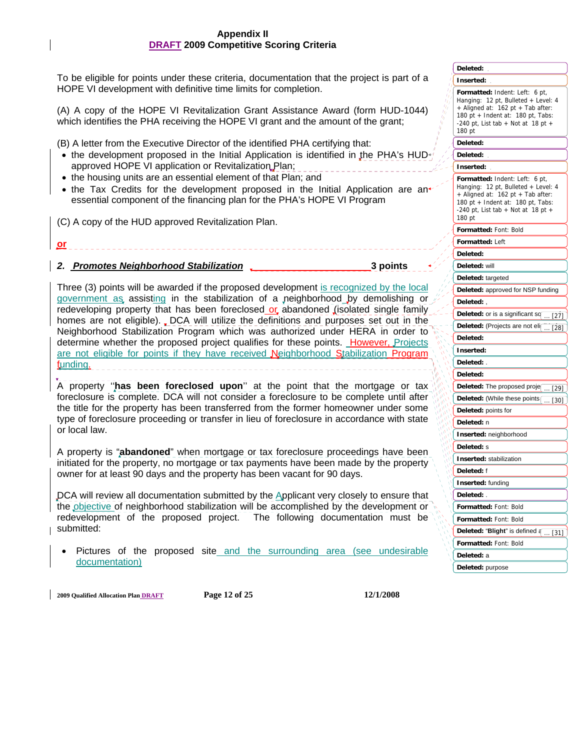# Appendix II
## DRAFT 2009 Competitive Scoring Criteria

To be eligible for points under these criteria, documentation that the project is part of a HOPE VI development with definitive time limits for completion.

(A) A copy of the HOPE VI Revitalization Grant Assistance Award (form HUD-1044) which identifies the PHA receiving the HOPE VI grant and the amount of the grant;

(B) A letter from the Executive Director of the identified PHA certifying that:

- the development proposed in the Initial Application is identified in the PHA's HUD approved HOPE VI application or Revitalization Plan;
- the housing units are an essential element of that Plan; and
- the Tax Credits for the development proposed in the Initial Application are an essential component of the financing plan for the PHA's HOPE VI Program

(C) A copy of the HUD approved Revitalization Plan.

**or**

**2. *Promotes Neighborhood Stabilization*** **3 points**

Three (3) points will be awarded if the proposed development is recognized by the local government as assisting in the stabilization of a neighborhood by demolishing or redeveloping property that has been foreclosed or abandoned (isolated single family homes are not eligible). DCA will utilize the definitions and purposes set out in the Neighborhood Stabilization Program which was authorized under HERA in order to determine whether the proposed project qualifies for these points. However, Projects are not eligible for points if they have received Neighborhood Stabilization Program funding.

A property "**has been foreclosed upon**" at the point that the mortgage or tax foreclosure is complete. DCA will not consider a foreclosure to be complete until after the title for the property has been transferred from the former homeowner under some type of foreclosure proceeding or transfer in lieu of foreclosure in accordance with state or local law.

A property is "**abandoned**" when mortgage or tax foreclosure proceedings have been initiated for the property, no mortgage or tax payments have been made by the property owner for at least 90 days and the property has been vacant for 90 days.

DCA will review all documentation submitted by the Applicant very closely to ensure that the objective of neighborhood stabilization will be accomplished by the development or redevelopment of the proposed project. The following documentation must be submitted:

- Pictures of the proposed site and the surrounding area (see undesirable documentation)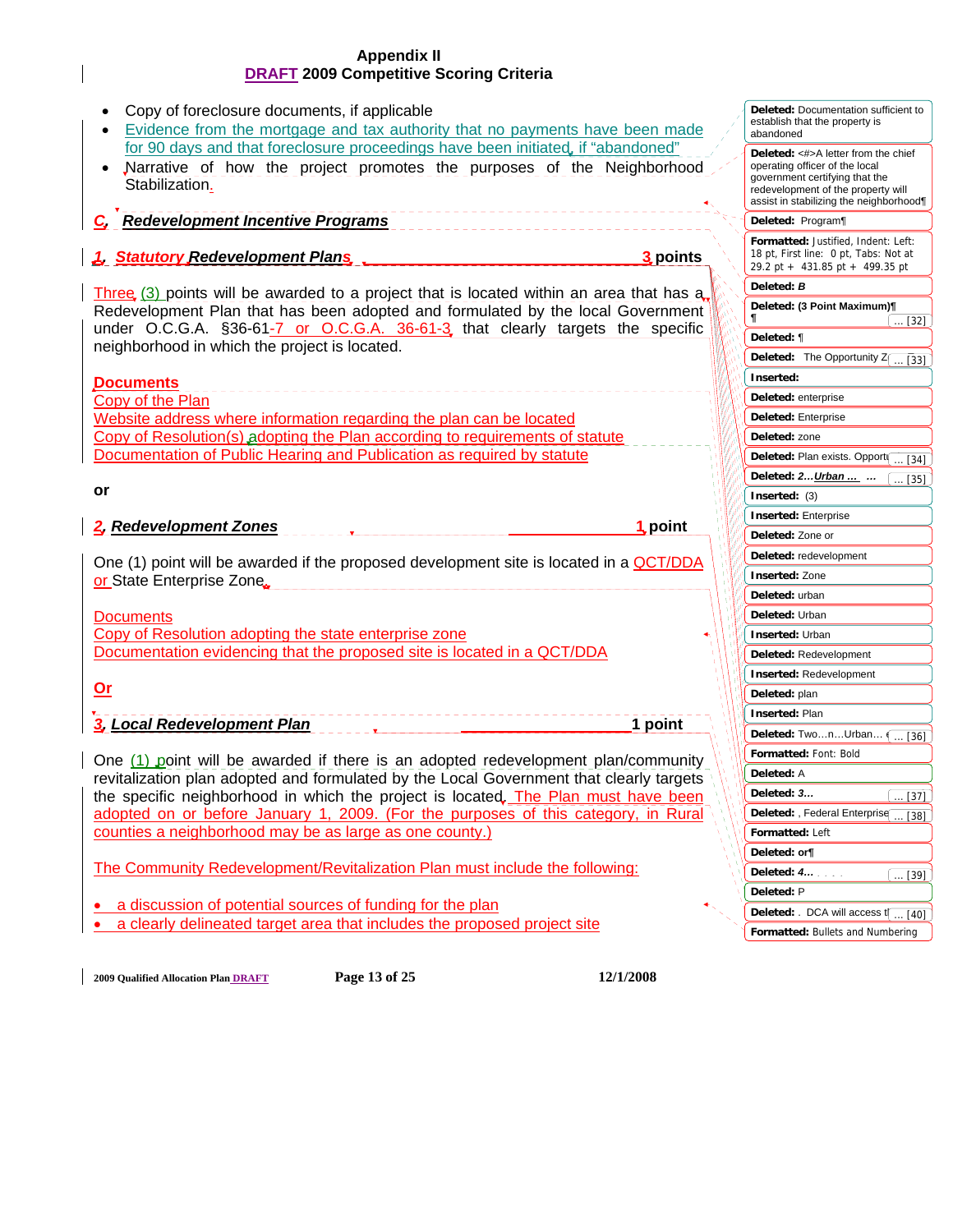## Appendix II
## DRAFT 2009 Competitive Scoring Criteria

- Copy of foreclosure documents, if applicable
- Evidence from the mortgage and tax authority that no payments have been made for 90 days and that foreclosure proceedings have been initiated, if "abandoned"
- Narrative of how the project promotes the purposes of the Neighborhood Stabilization.

### C. *Redevelopment Incentive Programs*

#### 1. *Statutory Redevelopment Plans* — 3 points

Three (3) points will be awarded to a project that is located within an area that has a Redevelopment Plan that has been adopted and formulated by the local Government under O.C.G.A. §36-61-7 or O.C.G.A. 36-61-3 that clearly targets the specific neighborhood in which the project is located.

**Documents**
Copy of the Plan
Website address where information regarding the plan can be located
Copy of Resolution(s) adopting the Plan according to requirements of statute
Documentation of Public Hearing and Publication as required by statute

**or**

#### 2. *Redevelopment Zones* — 1 point

One (1) point will be awarded if the proposed development site is located in a QCT/DDA or State Enterprise Zone.

**Documents**
Copy of Resolution adopting the state enterprise zone
Documentation evidencing that the proposed site is located in a QCT/DDA

**Or**

#### 3. *Local Redevelopment Plan* — 1 point

One (1) point will be awarded if there is an adopted redevelopment plan/community revitalization plan adopted and formulated by the Local Government that clearly targets the specific neighborhood in which the project is located. The Plan must have been adopted on or before January 1, 2009. (For the purposes of this category, in Rural counties a neighborhood may be as large as one county.)

The Community Redevelopment/Revitalization Plan must include the following:

- a discussion of potential sources of funding for the plan
- a clearly delineated target area that includes the proposed project site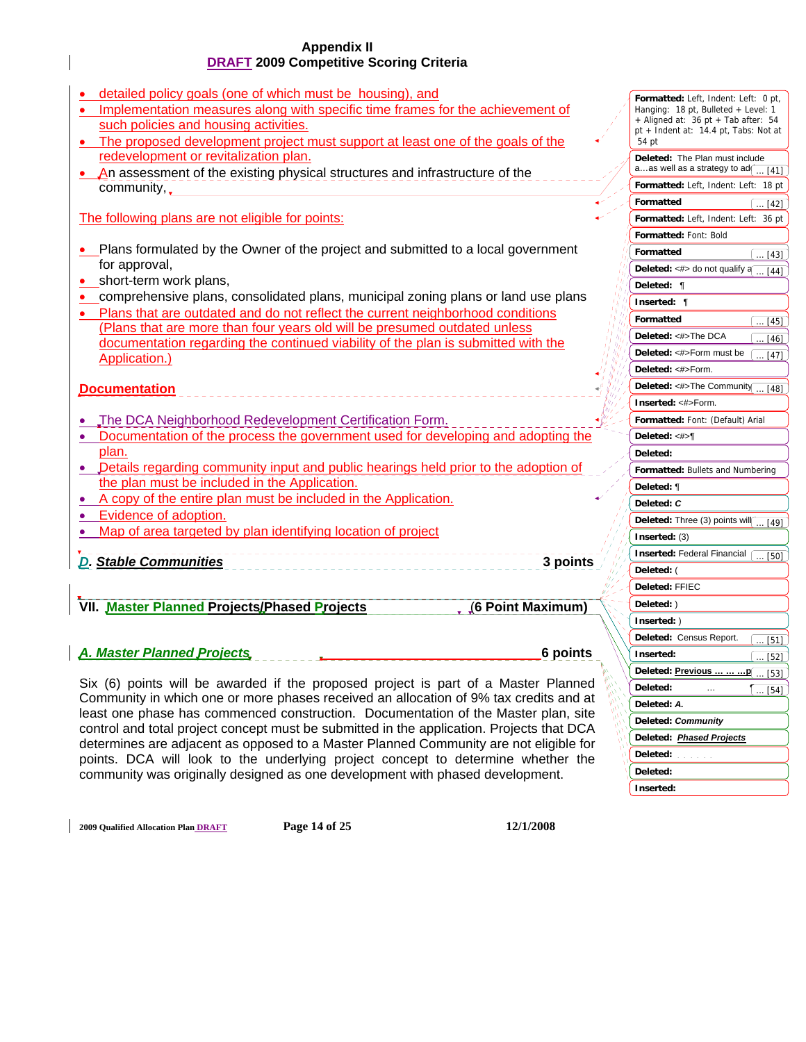- detailed policy goals (one of which must be housing), and
- Implementation measures along with specific time frames for the achievement of such policies and housing activities.
- The proposed development project must support at least one of the goals of the redevelopment or revitalization plan.
- An assessment of the existing physical structures and infrastructure of the community,

The following plans are not eligible for points:

- Plans formulated by the Owner of the project and submitted to a local government for approval,
- short-term work plans,
- comprehensive plans, consolidated plans, municipal zoning plans or land use plans
- Plans that are outdated and do not reflect the current neighborhood conditions (Plans that are more than four years old will be presumed outdated unless documentation regarding the continued viability of the plan is submitted with the Application.)

**Documentation**

- The DCA Neighborhood Redevelopment Certification Form.
- Documentation of the process the government used for developing and adopting the plan.
- Details regarding community input and public hearings held prior to the adoption of the plan must be included in the Application.
- A copy of the entire plan must be included in the Application.
- Evidence of adoption.
- Map of area targeted by plan identifying location of project

***D. Stable Communities*** **3 points**

## VII. Master Planned Projects/Phased Projects (6 Point Maximum)

***A. Master Planned Projects*** **6 points**

Six (6) points will be awarded if the proposed project is part of a Master Planned Community in which one or more phases received an allocation of 9% tax credits and at least one phase has commenced construction. Documentation of the Master plan, site control and total project concept must be submitted in the application. Projects that DCA determines are adjacent as opposed to a Master Planned Community are not eligible for points. DCA will look to the underlying project concept to determine whether the community was originally designed as one development with phased development.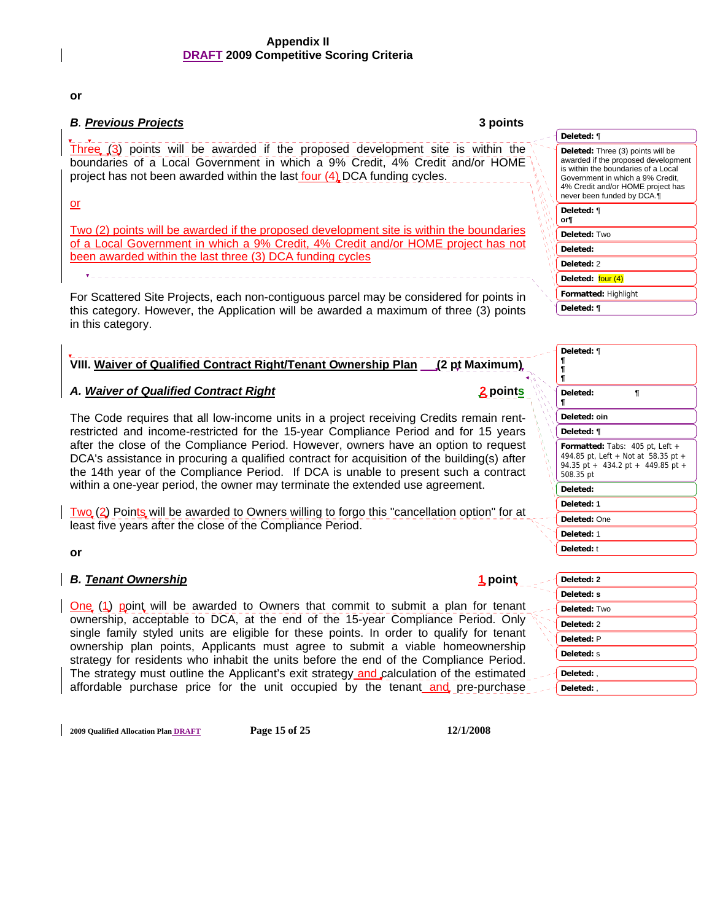**or**

***B. Previous Projects*** **3 points**

Three (3) points will be awarded if the proposed development site is within the boundaries of a Local Government in which a 9% Credit, 4% Credit and/or HOME project has not been awarded within the last four (4) DCA funding cycles.

or

Two (2) points will be awarded if the proposed development site is within the boundaries of a Local Government in which a 9% Credit, 4% Credit and/or HOME project has not been awarded within the last three (3) DCA funding cycles

For Scattered Site Projects, each non-contiguous parcel may be considered for points in this category. However, the Application will be awarded a maximum of three (3) points in this category.

## VIII. Waiver of Qualified Contract Right/Tenant Ownership Plan (2 pt Maximum)

***A. Waiver of Qualified Contract Right*** **2 points**

The Code requires that all low-income units in a project receiving Credits remain rent-restricted and income-restricted for the 15-year Compliance Period and for 15 years after the close of the Compliance Period. However, owners have an option to request DCA's assistance in procuring a qualified contract for acquisition of the building(s) after the 14th year of the Compliance Period. If DCA is unable to present such a contract within a one-year period, the owner may terminate the extended use agreement.

Two (2) Points will be awarded to Owners willing to forgo this "cancellation option" for at least five years after the close of the Compliance Period.

**or**

***B. Tenant Ownership*** **1 point**

One (1) point will be awarded to Owners that commit to submit a plan for tenant ownership, acceptable to DCA, at the end of the 15-year Compliance Period. Only single family styled units are eligible for these points. In order to qualify for tenant ownership plan points, Applicants must agree to submit a viable homeownership strategy for residents who inhabit the units before the end of the Compliance Period. The strategy must outline the Applicant's exit strategy and calculation of the estimated affordable purchase price for the unit occupied by the tenant and pre-purchase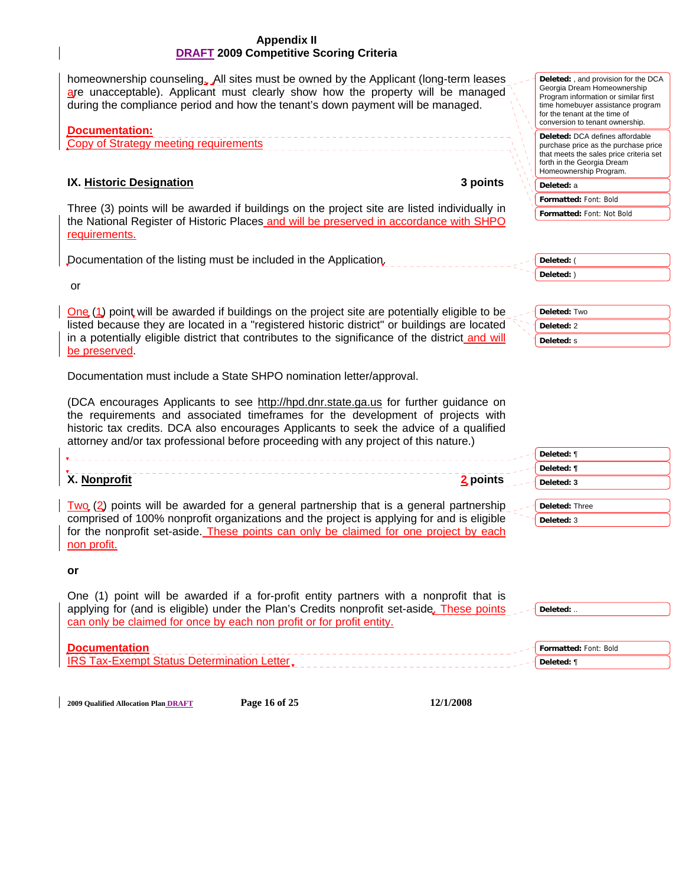homeownership counseling. All sites must be owned by the Applicant (long-term leases are unacceptable). Applicant must clearly show how the property will be managed during the compliance period and how the tenant's down payment will be managed.

**Documentation:**
Copy of Strategy meeting requirements

## IX. Historic Designation — 3 points

Three (3) points will be awarded if buildings on the project site are listed individually in the National Register of Historic Places and will be preserved in accordance with SHPO requirements.

Documentation of the listing must be included in the Application.

or

One (1) point will be awarded if buildings on the project site are potentially eligible to be listed because they are located in a "registered historic district" or buildings are located in a potentially eligible district that contributes to the significance of the district and will be preserved.

Documentation must include a State SHPO nomination letter/approval.

(DCA encourages Applicants to see http://hpd.dnr.state.ga.us for further guidance on the requirements and associated timeframes for the development of projects with historic tax credits. DCA also encourages Applicants to seek the advice of a qualified attorney and/or tax professional before proceeding with any project of this nature.)

## X. Nonprofit — 2 points

Two (2) points will be awarded for a general partnership that is a general partnership comprised of 100% nonprofit organizations and the project is applying for and is eligible for the nonprofit set-aside. These points can only be claimed for one project by each non profit.

**or**

One (1) point will be awarded if a for-profit entity partners with a nonprofit that is applying for (and is eligible) under the Plan's Credits nonprofit set-aside. These points can only be claimed for once by each non profit or for profit entity.

**Documentation**
IRS Tax-Exempt Status Determination Letter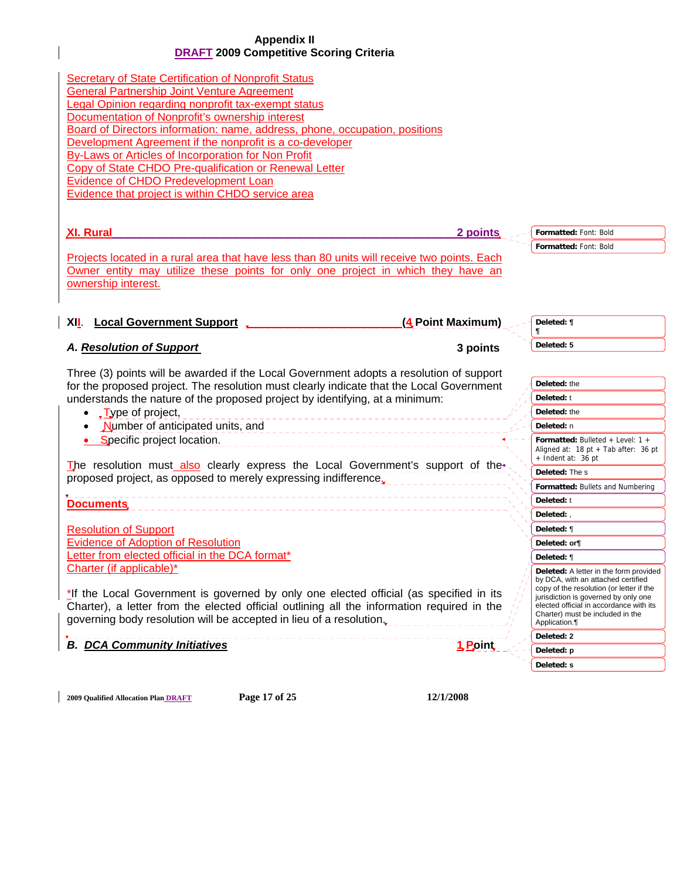Appendix II
DRAFT 2009 Competitive Scoring Criteria

Secretary of State Certification of Nonprofit Status
General Partnership Joint Venture Agreement
Legal Opinion regarding nonprofit tax-exempt status
Documentation of Nonprofit's ownership interest
Board of Directors information: name, address, phone, occupation, positions
Development Agreement if the nonprofit is a co-developer
By-Laws or Articles of Incorporation for Non Profit
Copy of State CHDO Pre-qualification or Renewal Letter
Evidence of CHDO Predevelopment Loan
Evidence that project is within CHDO service area

## XI. Rural — 2 points

Projects located in a rural area that have less than 80 units will receive two points. Each Owner entity may utilize these points for only one project in which they have an ownership interest.

## XII. Local Government Support — (4 Point Maximum)

### A. *Resolution of Support* — 3 points

Three (3) points will be awarded if the Local Government adopts a resolution of support for the proposed project. The resolution must clearly indicate that the Local Government understands the nature of the proposed project by identifying, at a minimum:

- Type of project,
- Number of anticipated units, and
- Specific project location.

The resolution must also clearly express the Local Government's support of the proposed project, as opposed to merely expressing indifference.

**Documents**

Resolution of Support
Evidence of Adoption of Resolution
Letter from elected official in the DCA format*
Charter (if applicable)*

*If the Local Government is governed by only one elected official (as specified in its Charter), a letter from the elected official outlining all the information required in the governing body resolution will be accepted in lieu of a resolution.

### B. *DCA Community Initiatives* — 1 Point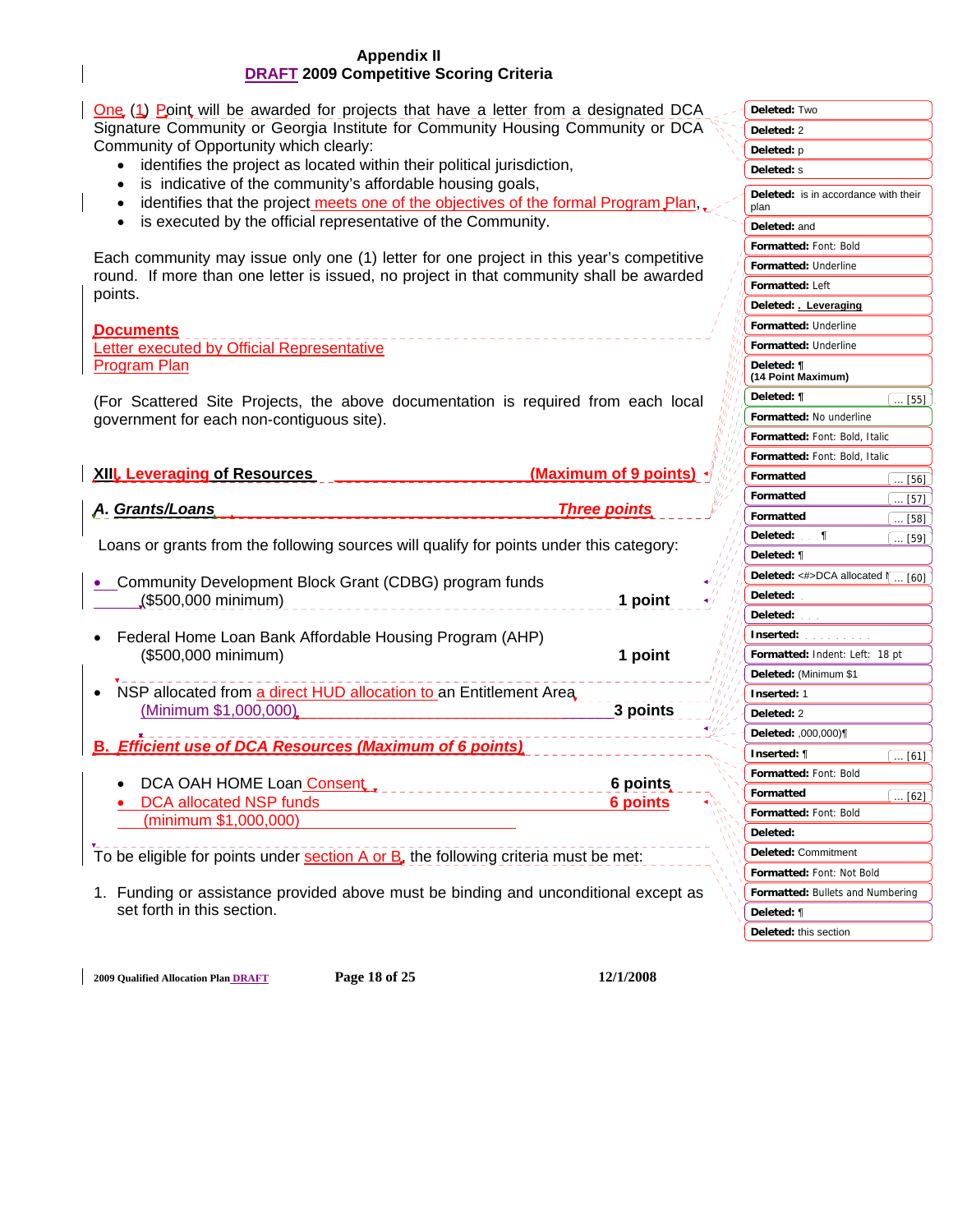# Appendix II
## DRAFT 2009 Competitive Scoring Criteria

One (1) Point will be awarded for projects that have a letter from a designated DCA Signature Community or Georgia Institute for Community Housing Community or DCA Community of Opportunity which clearly:

- identifies the project as located within their political jurisdiction,
- is indicative of the community's affordable housing goals,
- identifies that the project meets one of the objectives of the formal Program Plan,
- is executed by the official representative of the Community.

Each community may issue only one (1) letter for one project in this year's competitive round. If more than one letter is issued, no project in that community shall be awarded points.

**Documents**
Letter executed by Official Representative
Program Plan

(For Scattered Site Projects, the above documentation is required from each local government for each non-contiguous site).

## XIII. Leveraging of Resources (Maximum of 9 points)

### *A. Grants/Loans* *Three points*

Loans or grants from the following sources will qualify for points under this category:

- Community Development Block Grant (CDBG) program funds ($500,000 minimum) — **1 point**
- Federal Home Loan Bank Affordable Housing Program (AHP) ($500,000 minimum) — **1 point**
- NSP allocated from a direct HUD allocation to an Entitlement Area (Minimum $1,000,000) — **3 points**

### *B. Efficient use of DCA Resources (Maximum of 6 points)*

- DCA OAH HOME Loan Consent — **6 points**
- DCA allocated NSP funds (minimum $1,000,000) — **6 points**

To be eligible for points under section A or B, the following criteria must be met:

1. Funding or assistance provided above must be binding and unconditional except as set forth in this section.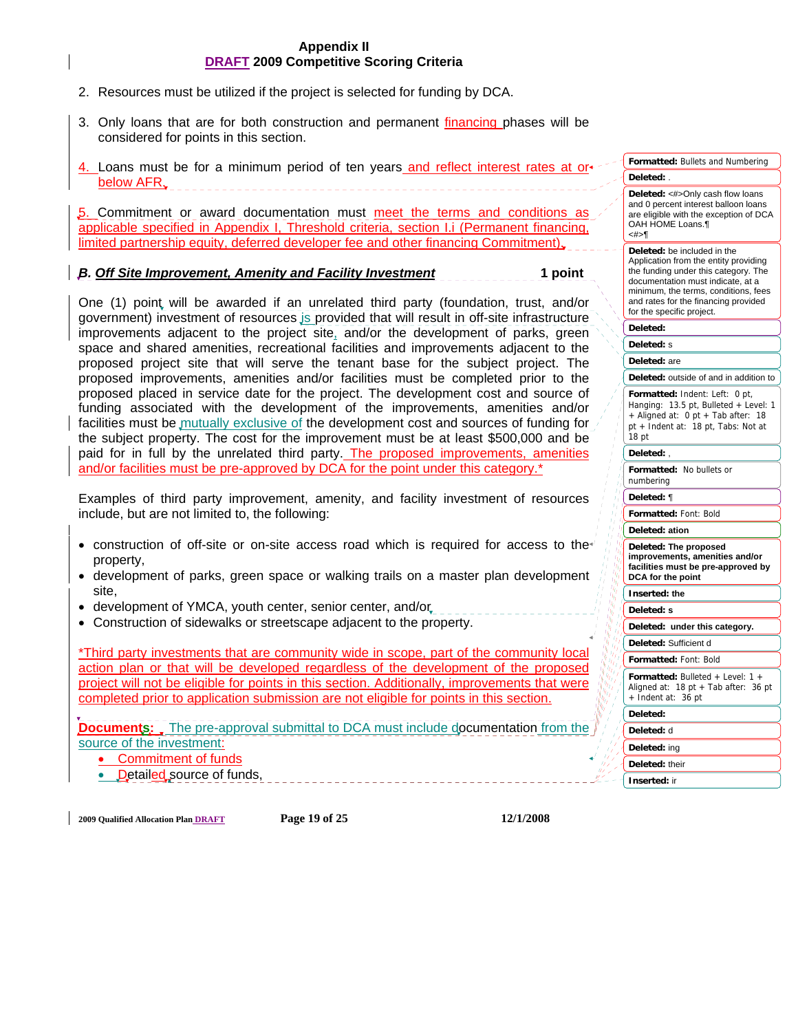## Appendix II
## DRAFT 2009 Competitive Scoring Criteria

2. Resources must be utilized if the project is selected for funding by DCA.

3. Only loans that are for both construction and permanent financing phases will be considered for points in this section.

4. Loans must be for a minimum period of ten years and reflect interest rates at or below AFR.

5. Commitment or award documentation must meet the terms and conditions as applicable specified in Appendix I, Threshold criteria, section I.i (Permanent financing, limited partnership equity, deferred developer fee and other financing Commitment).

### *B. Off Site Improvement, Amenity and Facility Investment* — 1 point

One (1) point will be awarded if an unrelated third party (foundation, trust, and/or government) investment of resources is provided that will result in off-site infrastructure improvements adjacent to the project site, and/or the development of parks, green space and shared amenities, recreational facilities and improvements adjacent to the proposed project site that will serve the tenant base for the subject project. The proposed improvements, amenities and/or facilities must be completed prior to the proposed placed in service date for the project. The development cost and source of funding associated with the improvements, amenities and/or facilities must be mutually exclusive of the development cost and sources of funding for the subject property. The cost for the improvement must be at least $500,000 and be paid for in full by the unrelated third party. The proposed improvements, amenities and/or facilities must be pre-approved by DCA for the point under this category.*

Examples of third party improvement, amenity, and facility investment of resources include, but are not limited to, the following:

- construction of off-site or on-site access road which is required for access to the property,
- development of parks, green space or walking trails on a master plan development site,
- development of YMCA, youth center, senior center, and/or
- Construction of sidewalks or streetscape adjacent to the property.

*Third party investments that are community wide in scope, part of the community local action plan or that will be developed regardless of the development of the proposed project will not be eligible for points in this section. Additionally, improvements that were completed prior to application submission are not eligible for points in this section.

**Documents:** The pre-approval submittal to DCA must include documentation from the source of the investment:

- Commitment of funds
- Detailed source of funds,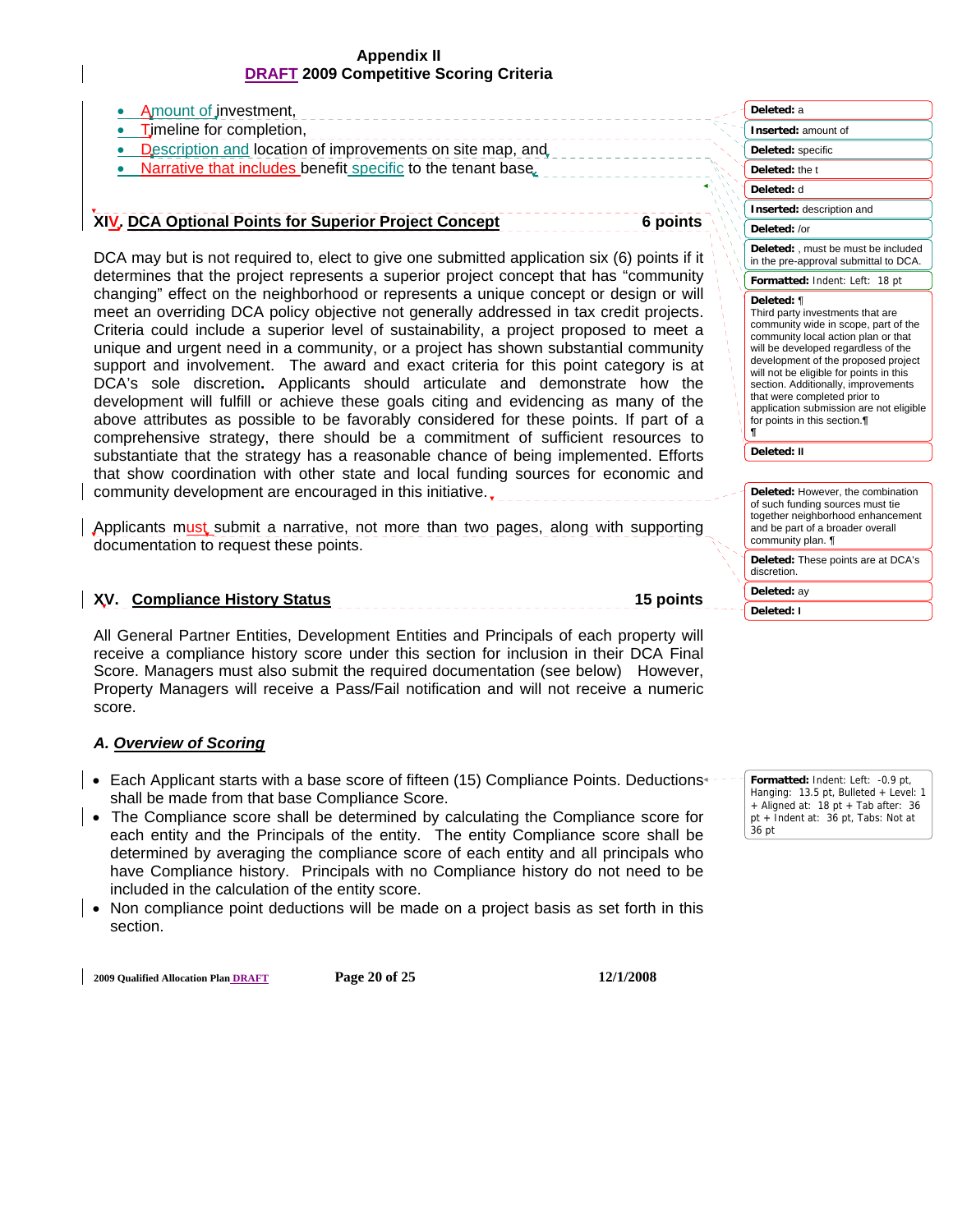- Amount of investment,
- Timeline for completion,
- Description and location of improvements on site map, and
- Narrative that includes benefit specific to the tenant base.

## XIV. DCA Optional Points for Superior Project Concept — 6 points

DCA may but is not required to, elect to give one submitted application six (6) points if it determines that the project represents a superior project concept that has "community changing" effect on the neighborhood or represents a unique concept or design or will meet an overriding DCA policy objective not generally addressed in tax credit projects. Criteria could include a superior level of sustainability, a project proposed to meet a unique and urgent need in a community, or a project has shown substantial community support and involvement. The award and exact criteria for this point category is at DCA's sole discretion**.** Applicants should articulate and demonstrate how the development will fulfill or achieve these goals citing and evidencing as many of the above attributes as possible to be favorably considered for these points. If part of a comprehensive strategy, there should be a commitment of sufficient resources to substantiate that the strategy has a reasonable chance of being implemented. Efforts that show coordination with other state and local funding sources for economic and community development are encouraged in this initiative.

Applicants must submit a narrative, not more than two pages, along with supporting documentation to request these points.

## XV. Compliance History Status — 15 points

All General Partner Entities, Development Entities and Principals of each property will receive a compliance history score under this section for inclusion in their DCA Final Score. Managers must also submit the required documentation (see below) However, Property Managers will receive a Pass/Fail notification and will not receive a numeric score.

### A. *Overview of Scoring*

- Each Applicant starts with a base score of fifteen (15) Compliance Points. Deductions shall be made from that base Compliance Score.
- The Compliance score shall be determined by calculating the Compliance score for each entity and the Principals of the entity. The entity Compliance score shall be determined by averaging the compliance score of each entity and all principals who have Compliance history. Principals with no Compliance history do not need to be included in the calculation of the entity score.
- Non compliance point deductions will be made on a project basis as set forth in this section.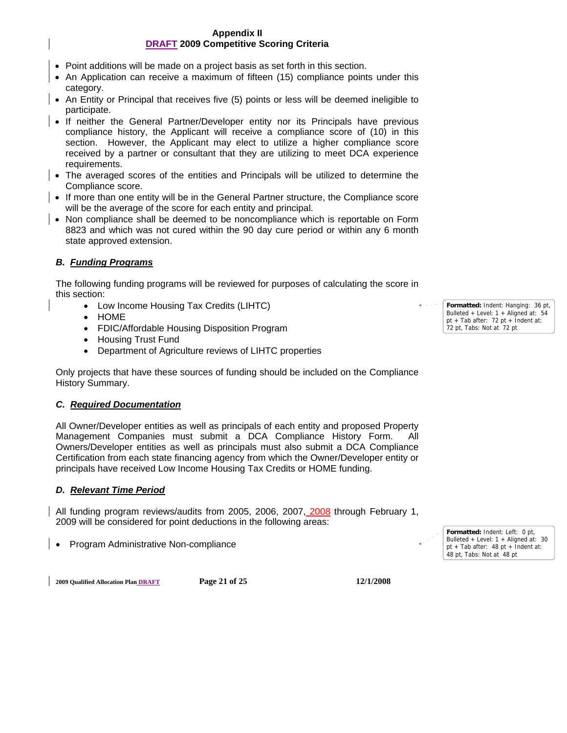- Point additions will be made on a project basis as set forth in this section.
- An Application can receive a maximum of fifteen (15) compliance points under this category.
- An Entity or Principal that receives five (5) points or less will be deemed ineligible to participate.
- If neither the General Partner/Developer entity nor its Principals have previous compliance history, the Applicant will receive a compliance score of (10) in this section. However, the Applicant may elect to utilize a higher compliance score received by a partner or consultant that they are utilizing to meet DCA experience requirements.
- The averaged scores of the entities and Principals will be utilized to determine the Compliance score.
- If more than one entity will be in the General Partner structure, the Compliance score will be the average of the score for each entity and principal.
- Non compliance shall be deemed to be noncompliance which is reportable on Form 8823 and which was not cured within the 90 day cure period or within any 6 month state approved extension.

### B. *Funding Programs*

The following funding programs will be reviewed for purposes of calculating the score in this section:

- Low Income Housing Tax Credits (LIHTC)
- HOME
- FDIC/Affordable Housing Disposition Program
- Housing Trust Fund
- Department of Agriculture reviews of LIHTC properties

Only projects that have these sources of funding should be included on the Compliance History Summary.

### C. *Required Documentation*

All Owner/Developer entities as well as principals of each entity and proposed Property Management Companies must submit a DCA Compliance History Form. All Owners/Developer entities as well as principals must also submit a DCA Compliance Certification from each state financing agency from which the Owner/Developer entity or principals have received Low Income Housing Tax Credits or HOME funding.

### D. *Relevant Time Period*

All funding program reviews/audits from 2005, 2006, 2007, 2008 through February 1, 2009 will be considered for point deductions in the following areas:

- Program Administrative Non-compliance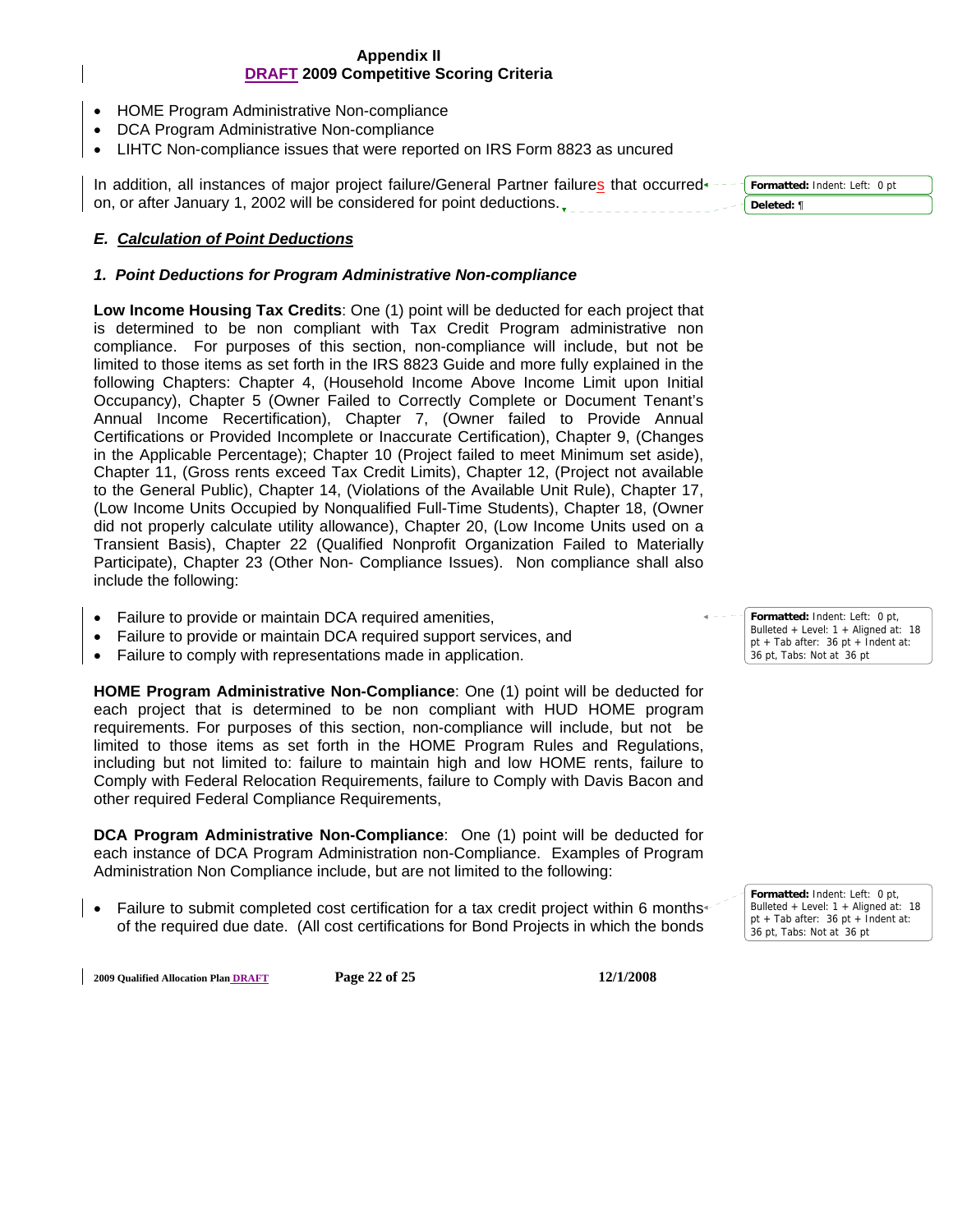- HOME Program Administrative Non-compliance
- DCA Program Administrative Non-compliance
- LIHTC Non-compliance issues that were reported on IRS Form 8823 as uncured

In addition, all instances of major project failure/General Partner failures that occurred on, or after January 1, 2002 will be considered for point deductions.

### *E. Calculation of Point Deductions*

#### *1. Point Deductions for Program Administrative Non-compliance*

**Low Income Housing Tax Credits**: One (1) point will be deducted for each project that is determined to be non compliant with Tax Credit Program administrative non compliance. For purposes of this section, non-compliance will include, but not be limited to those items as set forth in the IRS 8823 Guide and more fully explained in the following Chapters: Chapter 4, (Household Income Above Income Limit upon Initial Occupancy), Chapter 5 (Owner Failed to Correctly Complete or Document Tenant's Annual Income Recertification), Chapter 7, (Owner failed to Provide Annual Certifications or Provided Incomplete or Inaccurate Certification), Chapter 9, (Changes in the Applicable Percentage); Chapter 10 (Project failed to meet Minimum set aside), Chapter 11, (Gross rents exceed Tax Credit Limits), Chapter 12, (Project not available to the General Public), Chapter 14, (Violations of the Available Unit Rule), Chapter 17, (Low Income Units Occupied by Nonqualified Full-Time Students), Chapter 18, (Owner did not properly calculate utility allowance), Chapter 20, (Low Income Units used on a Transient Basis), Chapter 22 (Qualified Nonprofit Organization Failed to Materially Participate), Chapter 23 (Other Non- Compliance Issues). Non compliance shall also include the following:

- Failure to provide or maintain DCA required amenities,
- Failure to provide or maintain DCA required support services, and
- Failure to comply with representations made in application.

**HOME Program Administrative Non-Compliance**: One (1) point will be deducted for each project that is determined to be non compliant with HUD HOME program requirements. For purposes of this section, non-compliance will include, but not be limited to those items as set forth in the HOME Program Rules and Regulations, including but not limited to: failure to maintain high and low HOME rents, failure to Comply with Federal Relocation Requirements, failure to Comply with Davis Bacon and other required Federal Compliance Requirements,

**DCA Program Administrative Non-Compliance**: One (1) point will be deducted for each instance of DCA Program Administration non-Compliance. Examples of Program Administration Non Compliance include, but are not limited to the following:

- Failure to submit completed cost certification for a tax credit project within 6 months of the required due date. (All cost certifications for Bond Projects in which the bonds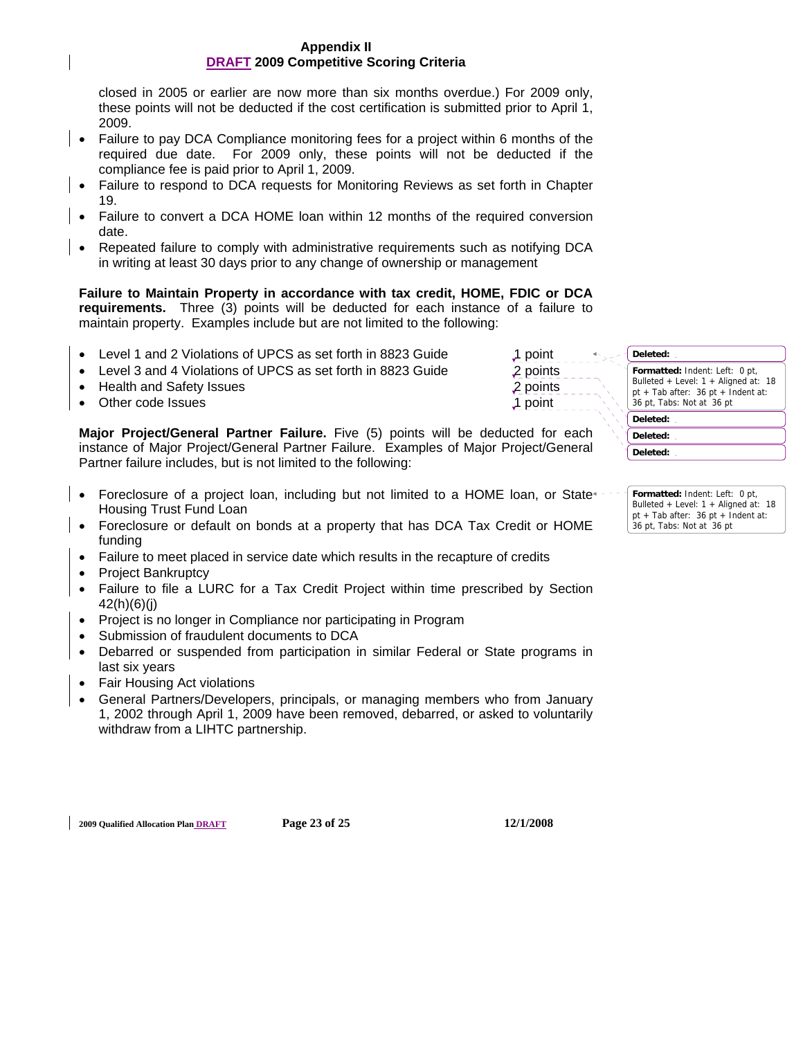closed in 2005 or earlier are now more than six months overdue.) For 2009 only, these points will not be deducted if the cost certification is submitted prior to April 1, 2009.

- Failure to pay DCA Compliance monitoring fees for a project within 6 months of the required due date. For 2009 only, these points will not be deducted if the compliance fee is paid prior to April 1, 2009.
- Failure to respond to DCA requests for Monitoring Reviews as set forth in Chapter 19.
- Failure to convert a DCA HOME loan within 12 months of the required conversion date.
- Repeated failure to comply with administrative requirements such as notifying DCA in writing at least 30 days prior to any change of ownership or management

**Failure to Maintain Property in accordance with tax credit, HOME, FDIC or DCA requirements.** Three (3) points will be deducted for each instance of a failure to maintain property. Examples include but are not limited to the following:

- Level 1 and 2 Violations of UPCS as set forth in 8823 Guide — 1 point
- Level 3 and 4 Violations of UPCS as set forth in 8823 Guide — 2 points
- Health and Safety Issues — 2 points
- Other code Issues — 1 point

**Major Project/General Partner Failure.** Five (5) points will be deducted for each instance of Major Project/General Partner Failure. Examples of Major Project/General Partner failure includes, but is not limited to the following:

- Foreclosure of a project loan, including but not limited to a HOME loan, or State Housing Trust Fund Loan
- Foreclosure or default on bonds at a property that has DCA Tax Credit or HOME funding
- Failure to meet placed in service date which results in the recapture of credits
- Project Bankruptcy
- Failure to file a LURC for a Tax Credit Project within time prescribed by Section 42(h)(6)(j)
- Project is no longer in Compliance nor participating in Program
- Submission of fraudulent documents to DCA
- Debarred or suspended from participation in similar Federal or State programs in last six years
- Fair Housing Act violations
- General Partners/Developers, principals, or managing members who from January 1, 2002 through April 1, 2009 have been removed, debarred, or asked to voluntarily withdraw from a LIHTC partnership.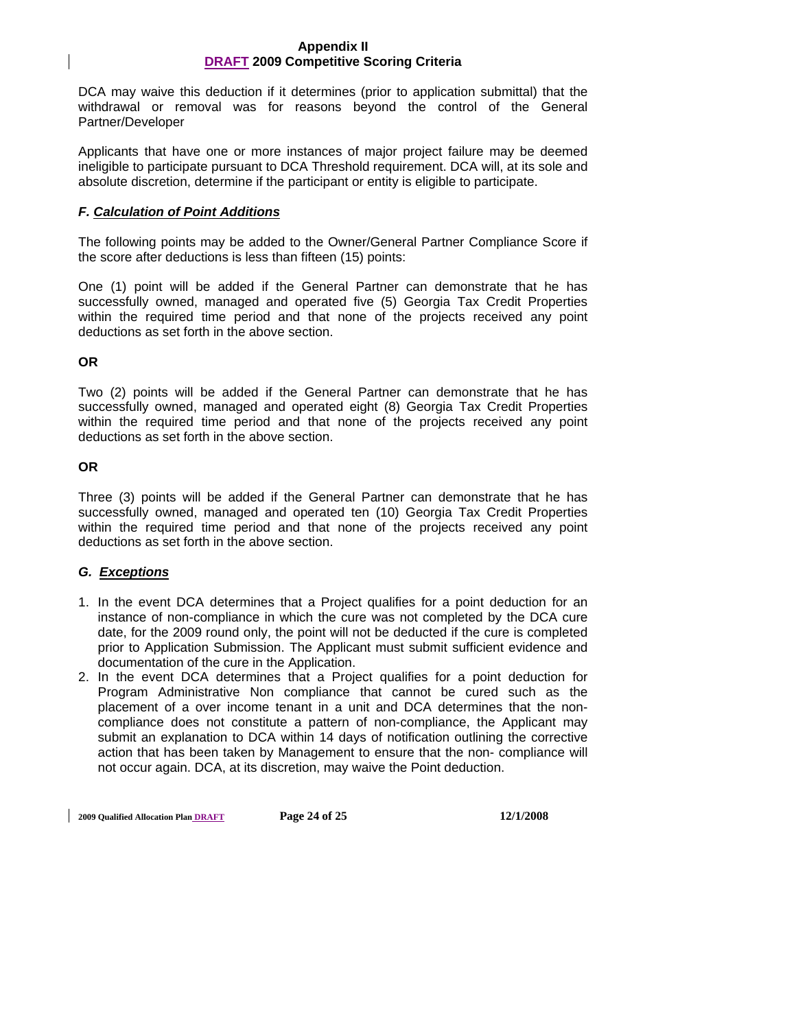DCA may waive this deduction if it determines (prior to application submittal) that the withdrawal or removal was for reasons beyond the control of the General Partner/Developer

Applicants that have one or more instances of major project failure may be deemed ineligible to participate pursuant to DCA Threshold requirement. DCA will, at its sole and absolute discretion, determine if the participant or entity is eligible to participate.

### *F. Calculation of Point Additions*

The following points may be added to the Owner/General Partner Compliance Score if the score after deductions is less than fifteen (15) points:

One (1) point will be added if the General Partner can demonstrate that he has successfully owned, managed and operated five (5) Georgia Tax Credit Properties within the required time period and that none of the projects received any point deductions as set forth in the above section.

**OR**

Two (2) points will be added if the General Partner can demonstrate that he has successfully owned, managed and operated eight (8) Georgia Tax Credit Properties within the required time period and that none of the projects received any point deductions as set forth in the above section.

**OR**

Three (3) points will be added if the General Partner can demonstrate that he has successfully owned, managed and operated ten (10) Georgia Tax Credit Properties within the required time period and that none of the projects received any point deductions as set forth in the above section.

### *G. Exceptions*

1. In the event DCA determines that a Project qualifies for a point deduction for an instance of non-compliance in which the cure was not completed by the DCA cure date, for the 2009 round only, the point will not be deducted if the cure is completed prior to Application Submission. The Applicant must submit sufficient evidence and documentation of the cure in the Application.
2. In the event DCA determines that a Project qualifies for a point deduction for Program Administrative Non compliance that cannot be cured such as the placement of a over income tenant in a unit and DCA determines that the non-compliance does not constitute a pattern of non-compliance, the Applicant may submit an explanation to DCA within 14 days of notification outlining the corrective action that has been taken by Management to ensure that the non- compliance will not occur again. DCA, at its discretion, may waive the Point deduction.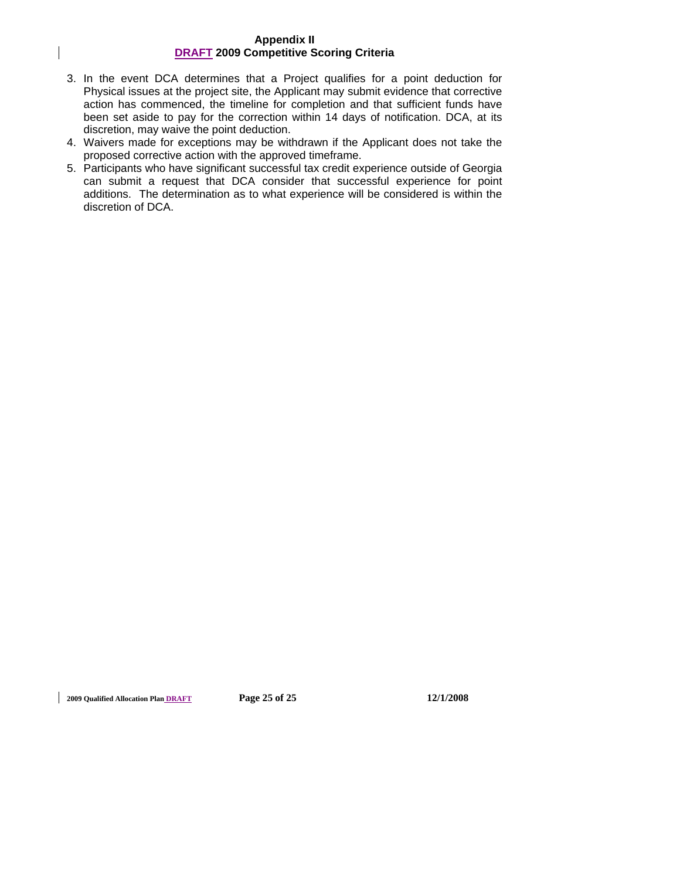3. In the event DCA determines that a Project qualifies for a point deduction for Physical issues at the project site, the Applicant may submit evidence that corrective action has commenced, the timeline for completion and that sufficient funds have been set aside to pay for the correction within 14 days of notification. DCA, at its discretion, may waive the point deduction.
4. Waivers made for exceptions may be withdrawn if the Applicant does not take the proposed corrective action with the approved timeframe.
5. Participants who have significant successful tax credit experience outside of Georgia can submit a request that DCA consider that successful experience for point additions. The determination as to what experience will be considered is within the discretion of DCA.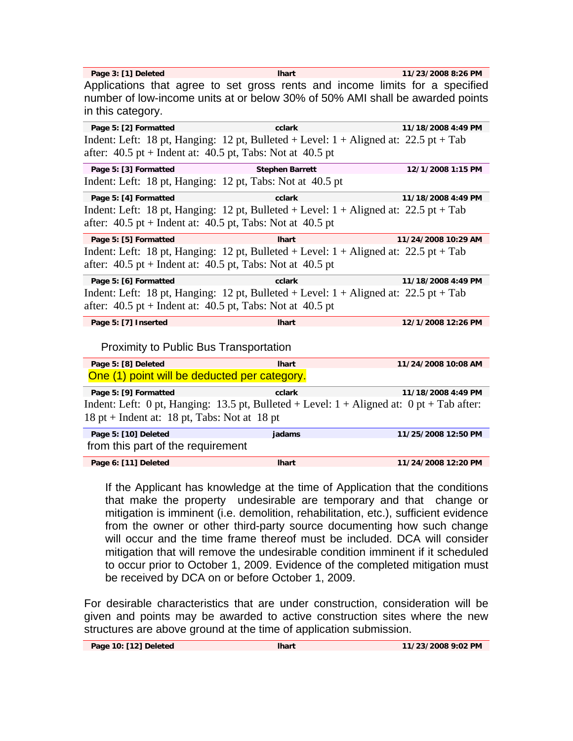**Page 3: [1] Deleted** | **lhart** | **11/23/2008 8:26 PM**

Applications that agree to set gross rents and income limits for a specified number of low-income units at or below 30% of 50% AMI shall be awarded points in this category.

**Page 5: [2] Formatted** | **cclark** | **11/18/2008 4:49 PM**

Indent: Left: 18 pt, Hanging: 12 pt, Bulleted + Level: 1 + Aligned at: 22.5 pt + Tab after: 40.5 pt + Indent at: 40.5 pt, Tabs: Not at 40.5 pt

**Page 5: [3] Formatted** | **Stephen Barrett** | **12/1/2008 1:15 PM**

Indent: Left: 18 pt, Hanging: 12 pt, Tabs: Not at 40.5 pt

**Page 5: [4] Formatted** | **cclark** | **11/18/2008 4:49 PM**

Indent: Left: 18 pt, Hanging: 12 pt, Bulleted + Level: 1 + Aligned at: 22.5 pt + Tab after: 40.5 pt + Indent at: 40.5 pt, Tabs: Not at 40.5 pt

**Page 5: [5] Formatted** | **lhart** | **11/24/2008 10:29 AM**

Indent: Left: 18 pt, Hanging: 12 pt, Bulleted + Level: 1 + Aligned at: 22.5 pt + Tab after: 40.5 pt + Indent at: 40.5 pt, Tabs: Not at 40.5 pt

**Page 5: [6] Formatted** | **cclark** | **11/18/2008 4:49 PM**

Indent: Left: 18 pt, Hanging: 12 pt, Bulleted + Level: 1 + Aligned at: 22.5 pt + Tab after: 40.5 pt + Indent at: 40.5 pt, Tabs: Not at 40.5 pt

**Page 5: [7] Inserted** | **lhart** | **12/1/2008 12:26 PM**

Proximity to Public Bus Transportation

**Page 5: [8] Deleted** | **lhart** | **11/24/2008 10:08 AM**

One (1) point will be deducted per category.

**Page 5: [9] Formatted** | **cclark** | **11/18/2008 4:49 PM**

Indent: Left: 0 pt, Hanging: 13.5 pt, Bulleted + Level: 1 + Aligned at: 0 pt + Tab after: 18 pt + Indent at: 18 pt, Tabs: Not at 18 pt

**Page 5: [10] Deleted** | **jadams** | **11/25/2008 12:50 PM**

from this part of the requirement

**Page 6: [11] Deleted** | **lhart** | **11/24/2008 12:20 PM**

If the Applicant has knowledge at the time of Application that the conditions that make the property undesirable are temporary and that change or mitigation is imminent (i.e. demolition, rehabilitation, etc.), sufficient evidence from the owner or other third-party source documenting how such change will occur and the time frame thereof must be included. DCA will consider mitigation that will remove the undesirable condition imminent if it scheduled to occur prior to October 1, 2009. Evidence of the completed mitigation must be received by DCA on or before October 1, 2009.

For desirable characteristics that are under construction, consideration will be given and points may be awarded to active construction sites where the new structures are above ground at the time of application submission.

**Page 10: [12] Deleted** | **lhart** | **11/23/2008 9:02 PM**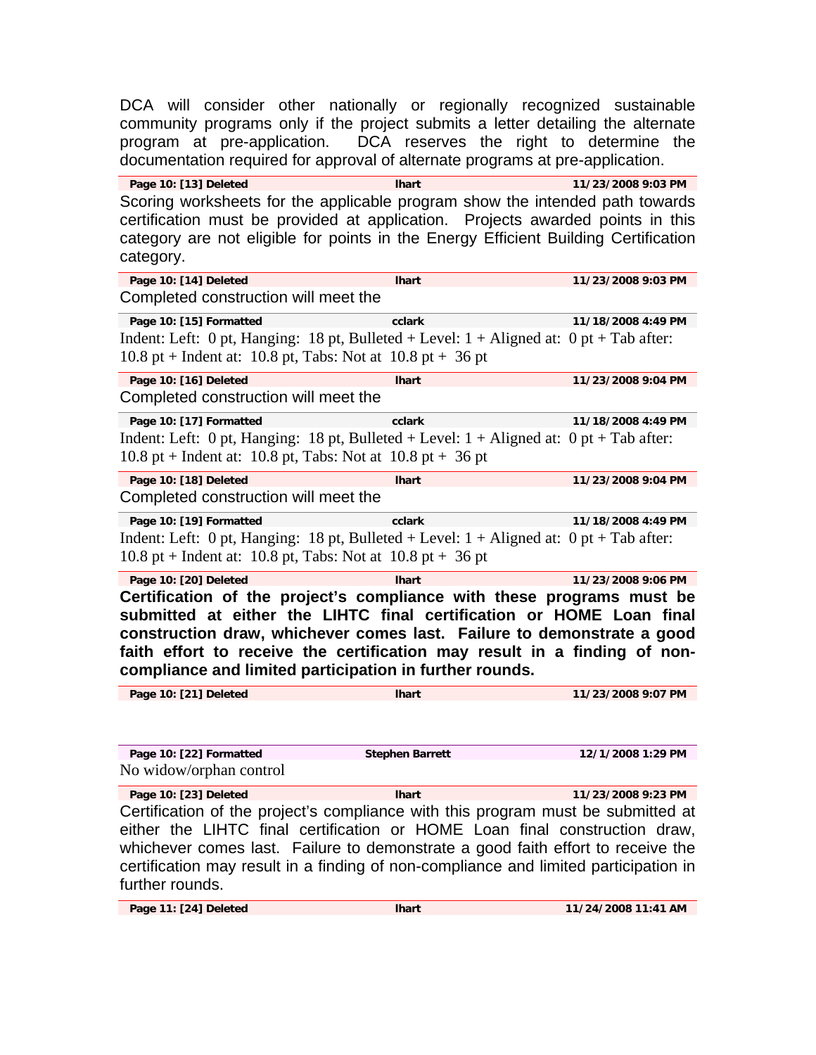DCA will consider other nationally or regionally recognized sustainable community programs only if the project submits a letter detailing the alternate program at pre-application. DCA reserves the right to determine the documentation required for approval of alternate programs at pre-application.

| **Page 10: [13] Deleted** | **lhart** | **11/23/2008 9:03 PM** |
|---|---|---|

Scoring worksheets for the applicable program show the intended path towards certification must be provided at application. Projects awarded points in this category are not eligible for points in the Energy Efficient Building Certification category.

| **Page 10: [14] Deleted** | **lhart** | **11/23/2008 9:03 PM** |
|---|---|---|

Completed construction will meet the

| **Page 10: [15] Formatted** | **cclark** | **11/18/2008 4:49 PM** |
|---|---|---|

Indent: Left: 0 pt, Hanging: 18 pt, Bulleted + Level: 1 + Aligned at: 0 pt + Tab after: 10.8 pt + Indent at: 10.8 pt, Tabs: Not at 10.8 pt + 36 pt

| **Page 10: [16] Deleted** | **lhart** | **11/23/2008 9:04 PM** |
|---|---|---|

Completed construction will meet the

| **Page 10: [17] Formatted** | **cclark** | **11/18/2008 4:49 PM** |
|---|---|---|

Indent: Left: 0 pt, Hanging: 18 pt, Bulleted + Level: 1 + Aligned at: 0 pt + Tab after: 10.8 pt + Indent at: 10.8 pt, Tabs: Not at 10.8 pt + 36 pt

| **Page 10: [18] Deleted** | **lhart** | **11/23/2008 9:04 PM** |
|---|---|---|

Completed construction will meet the

| **Page 10: [19] Formatted** | **cclark** | **11/18/2008 4:49 PM** |
|---|---|---|

Indent: Left: 0 pt, Hanging: 18 pt, Bulleted + Level: 1 + Aligned at: 0 pt + Tab after: 10.8 pt + Indent at: 10.8 pt, Tabs: Not at 10.8 pt + 36 pt

| **Page 10: [20] Deleted** | **lhart** | **11/23/2008 9:06 PM** |
|---|---|---|

**Certification of the project's compliance with these programs must be submitted at either the LIHTC final certification or HOME Loan final construction draw, whichever comes last. Failure to demonstrate a good faith effort to receive the certification may result in a finding of non-compliance and limited participation in further rounds.**

| **Page 10: [21] Deleted** | **lhart** | **11/23/2008 9:07 PM** |
|---|---|---|

| **Page 10: [22] Formatted** | **Stephen Barrett** | **12/1/2008 1:29 PM** |
|---|---|---|

No widow/orphan control

| **Page 10: [23] Deleted** | **lhart** | **11/23/2008 9:23 PM** |
|---|---|---|

Certification of the project's compliance with this program must be submitted at either the LIHTC final certification or HOME Loan final construction draw, whichever comes last. Failure to demonstrate a good faith effort to receive the certification may result in a finding of non-compliance and limited participation in further rounds.

| **Page 11: [24] Deleted** | **lhart** | **11/24/2008 11:41 AM** |
|---|---|---|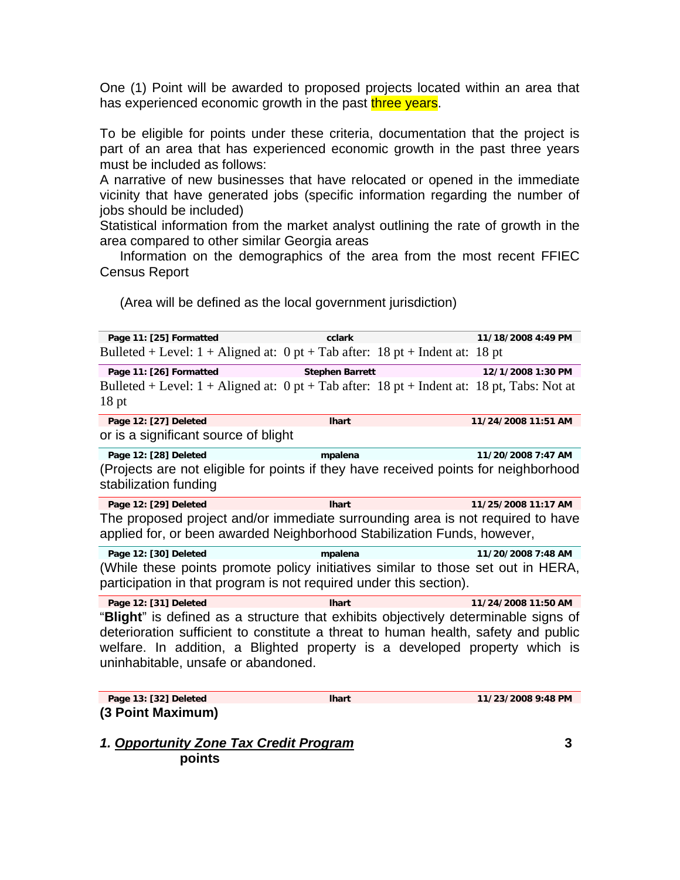One (1) Point will be awarded to proposed projects located within an area that has experienced economic growth in the past three years.

To be eligible for points under these criteria, documentation that the project is part of an area that has experienced economic growth in the past three years must be included as follows:

A narrative of new businesses that have relocated or opened in the immediate vicinity that have generated jobs (specific information regarding the number of jobs should be included)

Statistical information from the market analyst outlining the rate of growth in the area compared to other similar Georgia areas

Information on the demographics of the area from the most recent FFIEC Census Report

(Area will be defined as the local government jurisdiction)

| Page 11: [25] Formatted | cclark | 11/18/2008 4:49 PM |
|---|---|---|

Bulleted + Level: 1 + Aligned at: 0 pt + Tab after: 18 pt + Indent at: 18 pt

| Page 11: [26] Formatted | Stephen Barrett | 12/1/2008 1:30 PM |
|---|---|---|

Bulleted + Level: 1 + Aligned at: 0 pt + Tab after: 18 pt + Indent at: 18 pt, Tabs: Not at 18 pt

| Page 12: [27] Deleted | lhart | 11/24/2008 11:51 AM |
|---|---|---|

or is a significant source of blight

| Page 12: [28] Deleted | mpalena | 11/20/2008 7:47 AM |
|---|---|---|

(Projects are not eligible for points if they have received points for neighborhood stabilization funding

| Page 12: [29] Deleted | lhart | 11/25/2008 11:17 AM |
|---|---|---|

The proposed project and/or immediate surrounding area is not required to have applied for, or been awarded Neighborhood Stabilization Funds, however,

| Page 12: [30] Deleted | mpalena | 11/20/2008 7:48 AM |
|---|---|---|

(While these points promote policy initiatives similar to those set out in HERA, participation in that program is not required under this section).

| Page 12: [31] Deleted | lhart | 11/24/2008 11:50 AM |
|---|---|---|

"**Blight**" is defined as a structure that exhibits objectively determinable signs of deterioration sufficient to constitute a threat to human health, safety and public welfare. In addition, a Blighted property is a developed property which is uninhabitable, unsafe or abandoned.

| Page 13: [32] Deleted | lhart | 11/23/2008 9:48 PM |
|---|---|---|

**(3 Point Maximum)**

***1. <u>Opportunity Zone Tax Credit Program</u>*** **3 points**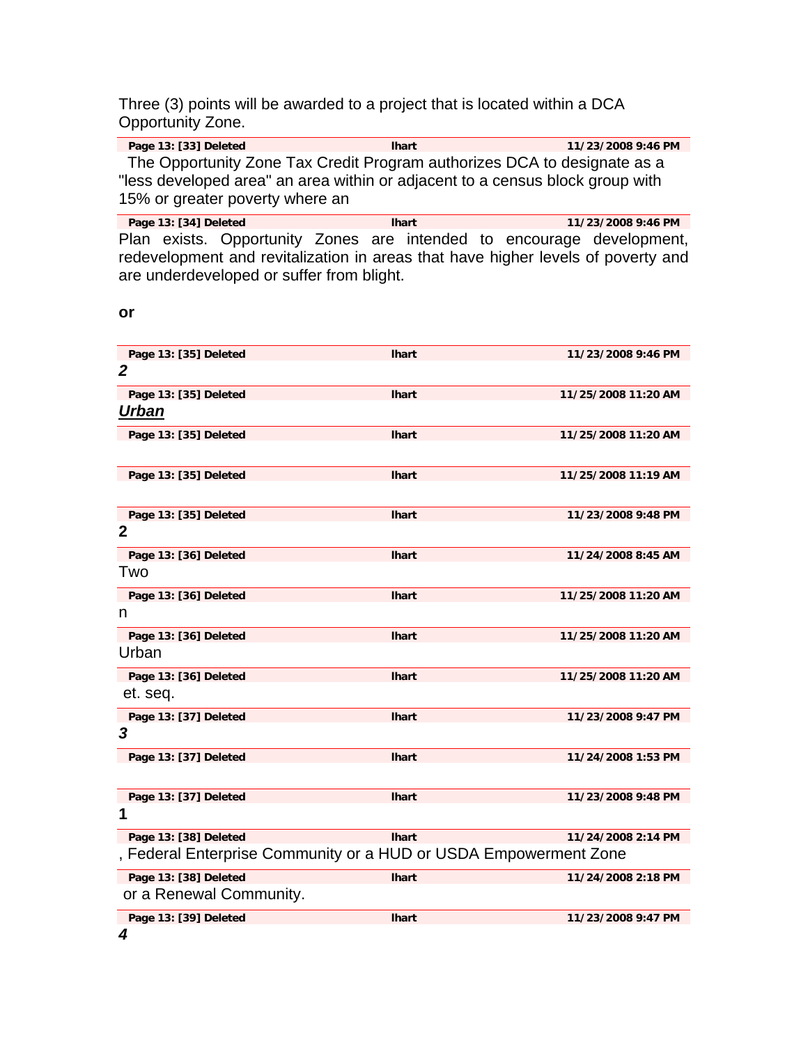Three (3) points will be awarded to a project that is located within a DCA Opportunity Zone.

| Page 13: [33] Deleted | lhart | 11/23/2008 9:46 PM |
|---|---|---|

The Opportunity Zone Tax Credit Program authorizes DCA to designate as a "less developed area" an area within or adjacent to a census block group with 15% or greater poverty where an

| Page 13: [34] Deleted | lhart | 11/23/2008 9:46 PM |
|---|---|---|

Plan exists. Opportunity Zones are intended to encourage development, redevelopment and revitalization in areas that have higher levels of poverty and are underdeveloped or suffer from blight.

**or**

| Page 13: [35] Deleted | lhart | 11/23/2008 9:46 PM |
|---|---|---|

***2***

| Page 13: [35] Deleted | lhart | 11/25/2008 11:20 AM |
|---|---|---|

***<u>Urban</u>***

| Page 13: [35] Deleted | lhart | 11/25/2008 11:20 AM |
|---|---|---|

| Page 13: [35] Deleted | lhart | 11/25/2008 11:19 AM |
|---|---|---|

| Page 13: [35] Deleted | lhart | 11/23/2008 9:48 PM |
|---|---|---|

**2**

| Page 13: [36] Deleted | lhart | 11/24/2008 8:45 AM |
|---|---|---|

Two

| Page 13: [36] Deleted | lhart | 11/25/2008 11:20 AM |
|---|---|---|

n

| Page 13: [36] Deleted | lhart | 11/25/2008 11:20 AM |
|---|---|---|

Urban

| Page 13: [36] Deleted | lhart | 11/25/2008 11:20 AM |
|---|---|---|

et. seq.

| Page 13: [37] Deleted | lhart | 11/23/2008 9:47 PM |
|---|---|---|

***3***

| Page 13: [37] Deleted | lhart | 11/24/2008 1:53 PM |
|---|---|---|

| Page 13: [37] Deleted | lhart | 11/23/2008 9:48 PM |
|---|---|---|

**1**

| Page 13: [38] Deleted | lhart | 11/24/2008 2:14 PM |
|---|---|---|

, Federal Enterprise Community or a HUD or USDA Empowerment Zone

| Page 13: [38] Deleted | lhart | 11/24/2008 2:18 PM |
|---|---|---|

or a Renewal Community.

| Page 13: [39] Deleted | lhart | 11/23/2008 9:47 PM |
|---|---|---|

***4***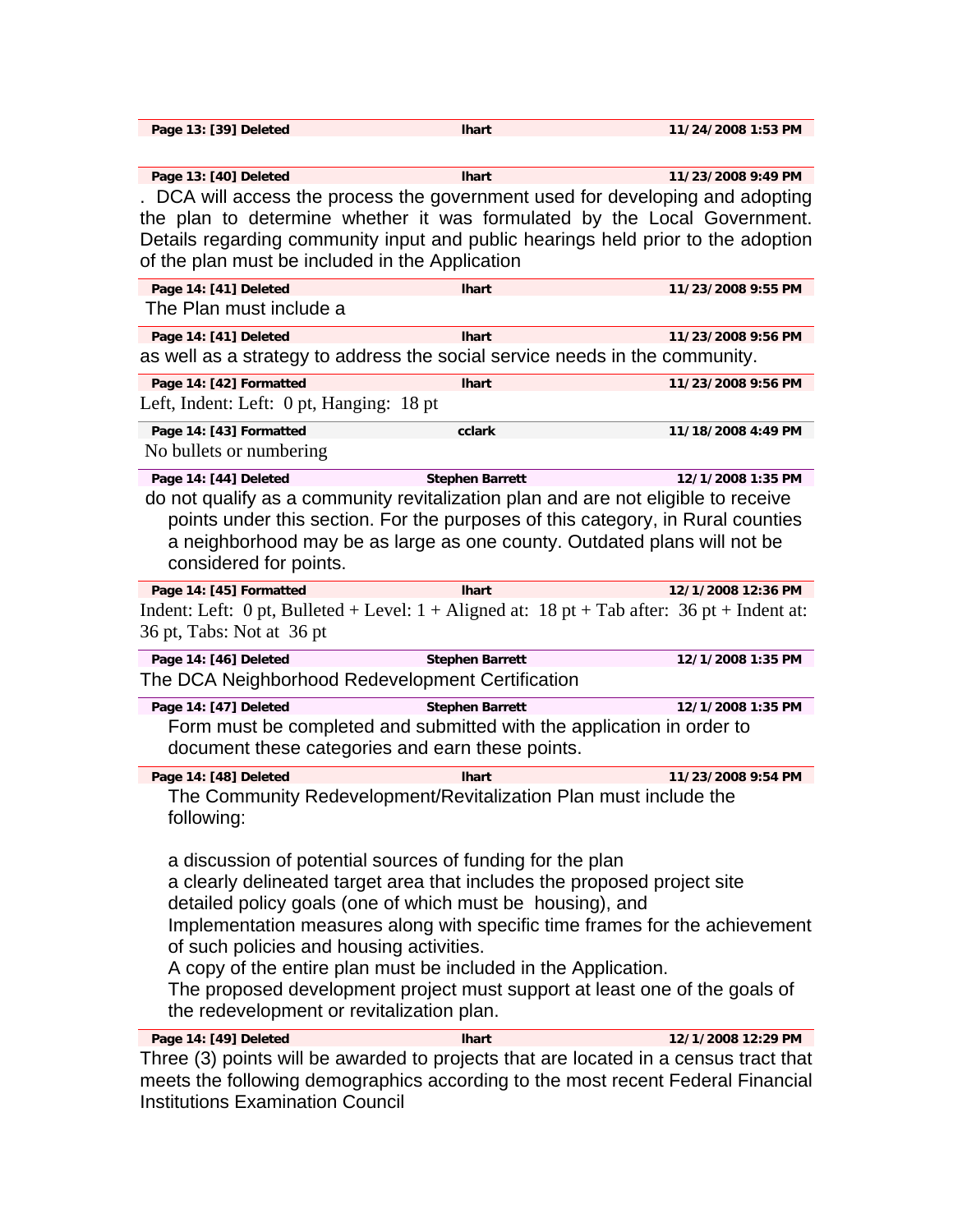| Page 13: [39] Deleted | lhart | 11/24/2008 1:53 PM |
|---|---|---|

| Page 13: [40] Deleted | lhart | 11/23/2008 9:49 PM |
|---|---|---|

. DCA will access the process the government used for developing and adopting the plan to determine whether it was formulated by the Local Government. Details regarding community input and public hearings held prior to the adoption of the plan must be included in the Application

| Page 14: [41] Deleted | lhart | 11/23/2008 9:55 PM |
|---|---|---|

The Plan must include a

| Page 14: [41] Deleted | lhart | 11/23/2008 9:56 PM |
|---|---|---|

as well as a strategy to address the social service needs in the community.

| Page 14: [42] Formatted | lhart | 11/23/2008 9:56 PM |
|---|---|---|

Left, Indent: Left: 0 pt, Hanging: 18 pt

| Page 14: [43] Formatted | cclark | 11/18/2008 4:49 PM |
|---|---|---|

No bullets or numbering

| Page 14: [44] Deleted | Stephen Barrett | 12/1/2008 1:35 PM |
|---|---|---|

do not qualify as a community revitalization plan and are not eligible to receive points under this section. For the purposes of this category, in Rural counties a neighborhood may be as large as one county. Outdated plans will not be considered for points.

| Page 14: [45] Formatted | lhart | 12/1/2008 12:36 PM |
|---|---|---|

Indent: Left: 0 pt, Bulleted + Level: 1 + Aligned at: 18 pt + Tab after: 36 pt + Indent at: 36 pt, Tabs: Not at 36 pt

| Page 14: [46] Deleted | Stephen Barrett | 12/1/2008 1:35 PM |
|---|---|---|

The DCA Neighborhood Redevelopment Certification

| Page 14: [47] Deleted | Stephen Barrett | 12/1/2008 1:35 PM |
|---|---|---|

Form must be completed and submitted with the application in order to document these categories and earn these points.

| Page 14: [48] Deleted | lhart | 11/23/2008 9:54 PM |
|---|---|---|

The Community Redevelopment/Revitalization Plan must include the following:

a discussion of potential sources of funding for the plan
a clearly delineated target area that includes the proposed project site
detailed policy goals (one of which must be housing), and
Implementation measures along with specific time frames for the achievement of such policies and housing activities.
A copy of the entire plan must be included in the Application.
The proposed development project must support at least one of the goals of the redevelopment or revitalization plan.

| Page 14: [49] Deleted | lhart | 12/1/2008 12:29 PM |
|---|---|---|

Three (3) points will be awarded to projects that are located in a census tract that meets the following demographics according to the most recent Federal Financial Institutions Examination Council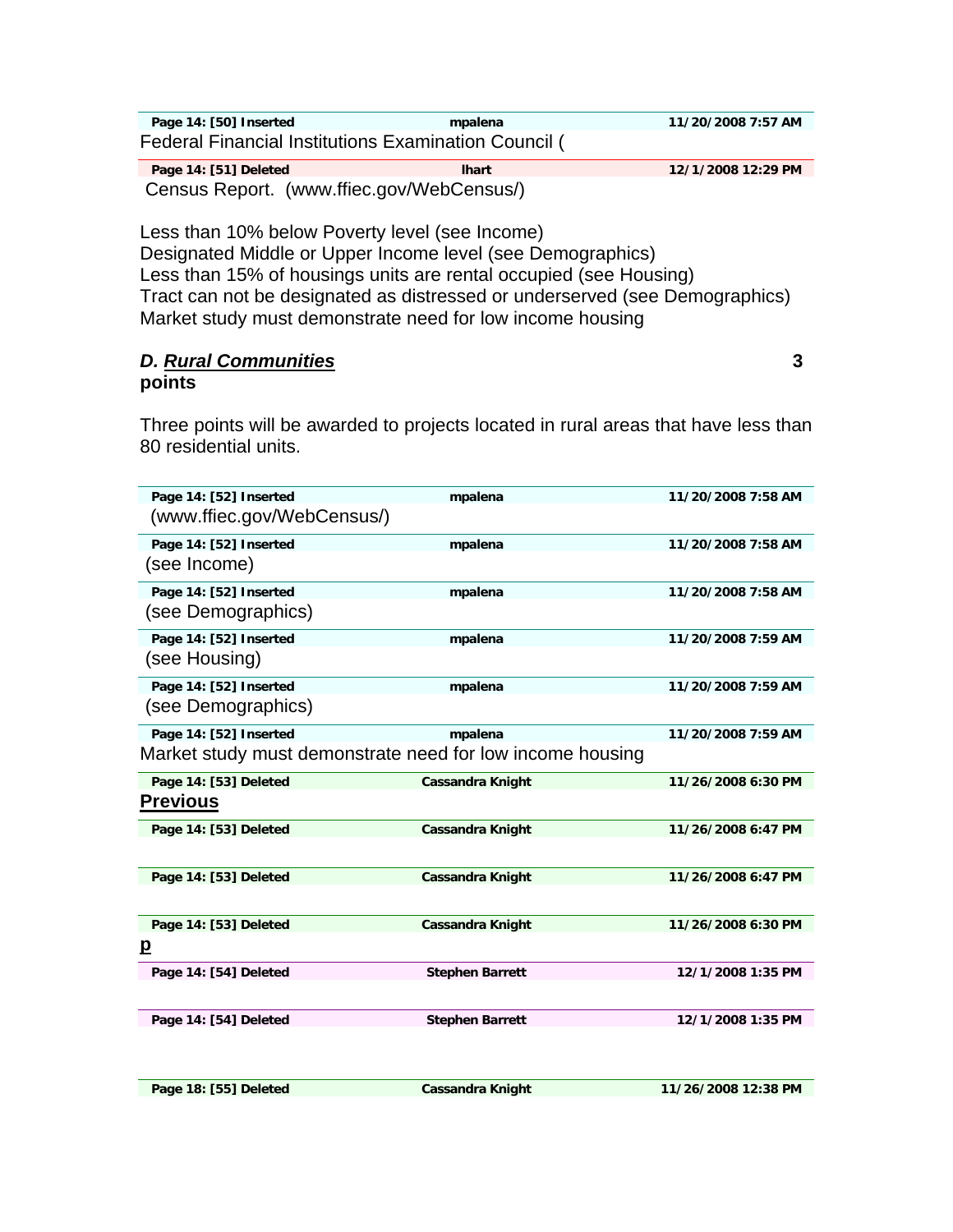| Page 14: [50] Inserted | mpalena | 11/20/2008 7:57 AM |
|---|---|---|

Federal Financial Institutions Examination Council (

| Page 14: [51] Deleted | lhart | 12/1/2008 12:29 PM |
|---|---|---|

Census Report. (www.ffiec.gov/WebCensus/)

Less than 10% below Poverty level (see Income)
Designated Middle or Upper Income level (see Demographics)
Less than 15% of housings units are rental occupied (see Housing)
Tract can not be designated as distressed or underserved (see Demographics)
Market study must demonstrate need for low income housing

***D. Rural Communities*** **3 points**

Three points will be awarded to projects located in rural areas that have less than 80 residential units.

| Page 14: [52] Inserted | mpalena | 11/20/2008 7:58 AM |
|---|---|---|

(www.ffiec.gov/WebCensus/)

| Page 14: [52] Inserted | mpalena | 11/20/2008 7:58 AM |
|---|---|---|

(see Income)

| Page 14: [52] Inserted | mpalena | 11/20/2008 7:58 AM |
|---|---|---|

(see Demographics)

| Page 14: [52] Inserted | mpalena | 11/20/2008 7:59 AM |
|---|---|---|

(see Housing)

| Page 14: [52] Inserted | mpalena | 11/20/2008 7:59 AM |
|---|---|---|

(see Demographics)

| Page 14: [52] Inserted | mpalena | 11/20/2008 7:59 AM |
|---|---|---|

Market study must demonstrate need for low income housing

| Page 14: [53] Deleted | Cassandra Knight | 11/26/2008 6:30 PM |
|---|---|---|

**Previous**

| Page 14: [53] Deleted | Cassandra Knight | 11/26/2008 6:47 PM |
|---|---|---|

| Page 14: [53] Deleted | Cassandra Knight | 11/26/2008 6:47 PM |
|---|---|---|

| Page 14: [53] Deleted | Cassandra Knight | 11/26/2008 6:30 PM |
|---|---|---|

**p**

| Page 14: [54] Deleted | Stephen Barrett | 12/1/2008 1:35 PM |
|---|---|---|

| Page 14: [54] Deleted | Stephen Barrett | 12/1/2008 1:35 PM |
|---|---|---|

| Page 18: [55] Deleted | Cassandra Knight | 11/26/2008 12:38 PM |
|---|---|---|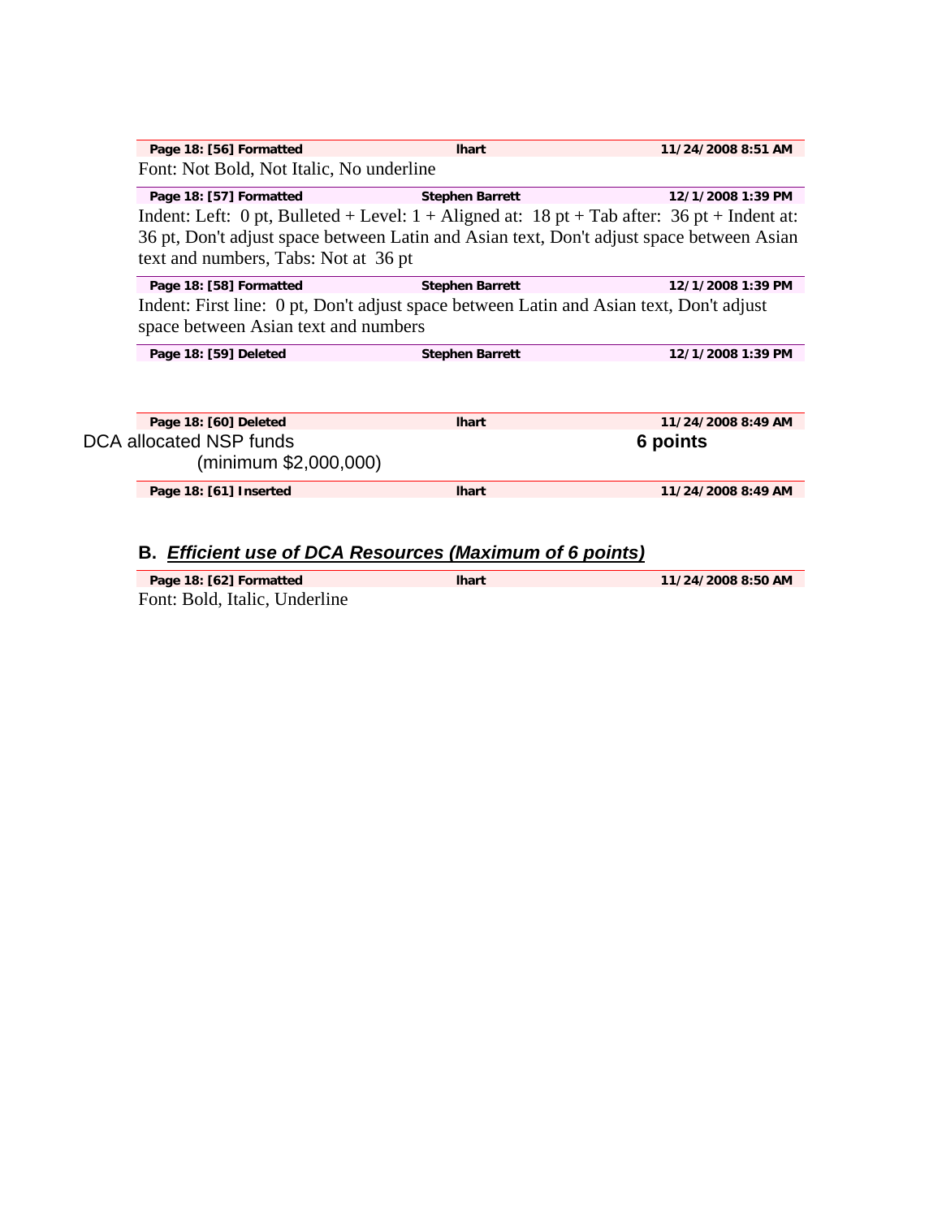| Page 18: [56] Formatted | lhart | 11/24/2008 8:51 AM |
|---|---|---|

Font: Not Bold, Not Italic, No underline

| Page 18: [57] Formatted | Stephen Barrett | 12/1/2008 1:39 PM |
|---|---|---|

Indent: Left: 0 pt, Bulleted + Level: 1 + Aligned at: 18 pt + Tab after: 36 pt + Indent at: 36 pt, Don't adjust space between Latin and Asian text, Don't adjust space between Asian text and numbers, Tabs: Not at 36 pt

| Page 18: [58] Formatted | Stephen Barrett | 12/1/2008 1:39 PM |
|---|---|---|

Indent: First line: 0 pt, Don't adjust space between Latin and Asian text, Don't adjust space between Asian text and numbers

| Page 18: [59] Deleted | Stephen Barrett | 12/1/2008 1:39 PM |
|---|---|---|

| Page 18: [60] Deleted | lhart | 11/24/2008 8:49 AM |
|---|---|---|

DCA allocated NSP funds (minimum $2,000,000) **6 points**

| Page 18: [61] Inserted | lhart | 11/24/2008 8:49 AM |
|---|---|---|

**B. *Efficient use of DCA Resources (Maximum of 6 points)***

| Page 18: [62] Formatted | lhart | 11/24/2008 8:50 AM |
|---|---|---|

Font: Bold, Italic, Underline